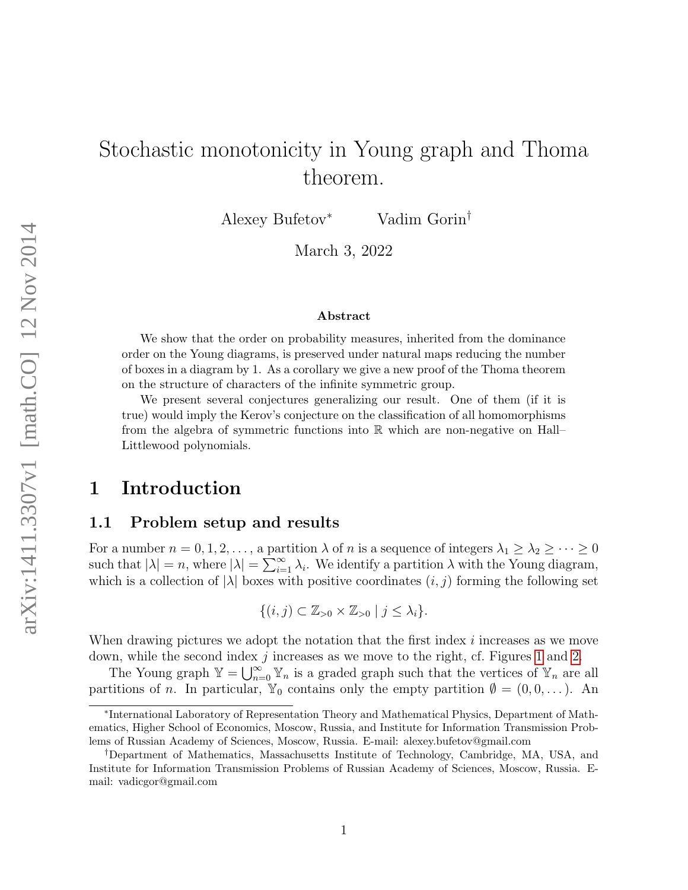# Stochastic monotonicity in Young graph and Thoma theorem.

Alexey Bufetov[*] Vadim Gorin[†]

March 3, 2022

### Abstract

We show that the order on probability measures, inherited from the dominance order on the Young diagrams, is preserved under natural maps reducing the number of boxes in a diagram by 1. As a corollary we give a new proof of the Thoma theorem on the structure of characters of the infinite symmetric group.

We present several conjectures generalizing our result. One of them (if it is true) would imply the Kerov's conjecture on the classification of all homomorphisms from the algebra of symmetric functions into $\mathbb{R}$ which are non-negative on Hall–Littlewood polynomials.

## 1 Introduction

### 1.1 Problem setup and results

For a number $n = 0, 1, 2, \dots$, a partition $\lambda$ of $n$ is a sequence of integers $\lambda_1 \geq \lambda_2 \geq \cdots \geq 0$ such that $|\lambda| = n$, where $|\lambda| = \sum_{i=1}^{\infty} \lambda_i$. We identify a partition $\lambda$ with the Young diagram, which is a collection of $|\lambda|$ boxes with positive coordinates $(i, j)$ forming the following set

$$\{(i, j) \subset \mathbb{Z}_{>0} \times \mathbb{Z}_{>0} \mid j \leq \lambda_i\}.$$

When drawing pictures we adopt the notation that the first index $i$ increases as we move down, while the second index $j$ increases as we move to the right, cf. Figures 1 and 2.

The Young graph $\mathbb{Y} = \bigcup_{n=0}^{\infty} \mathbb{Y}_n$ is a graded graph such that the vertices of $\mathbb{Y}_n$ are all partitions of $n$. In particular, $\mathbb{Y}_0$ contains only the empty partition $\emptyset = (0, 0, \dots)$. An

[*] International Laboratory of Representation Theory and Mathematical Physics, Department of Mathematics, Higher School of Economics, Moscow, Russia, and Institute for Information Transmission Problems of Russian Academy of Sciences, Moscow, Russia. E-mail: alexey.bufetov@gmail.com

[†] Department of Mathematics, Massachusetts Institute of Technology, Cambridge, MA, USA, and Institute for Information Transmission Problems of Russian Academy of Sciences, Moscow, Russia. E-mail: vadicgor@gmail.com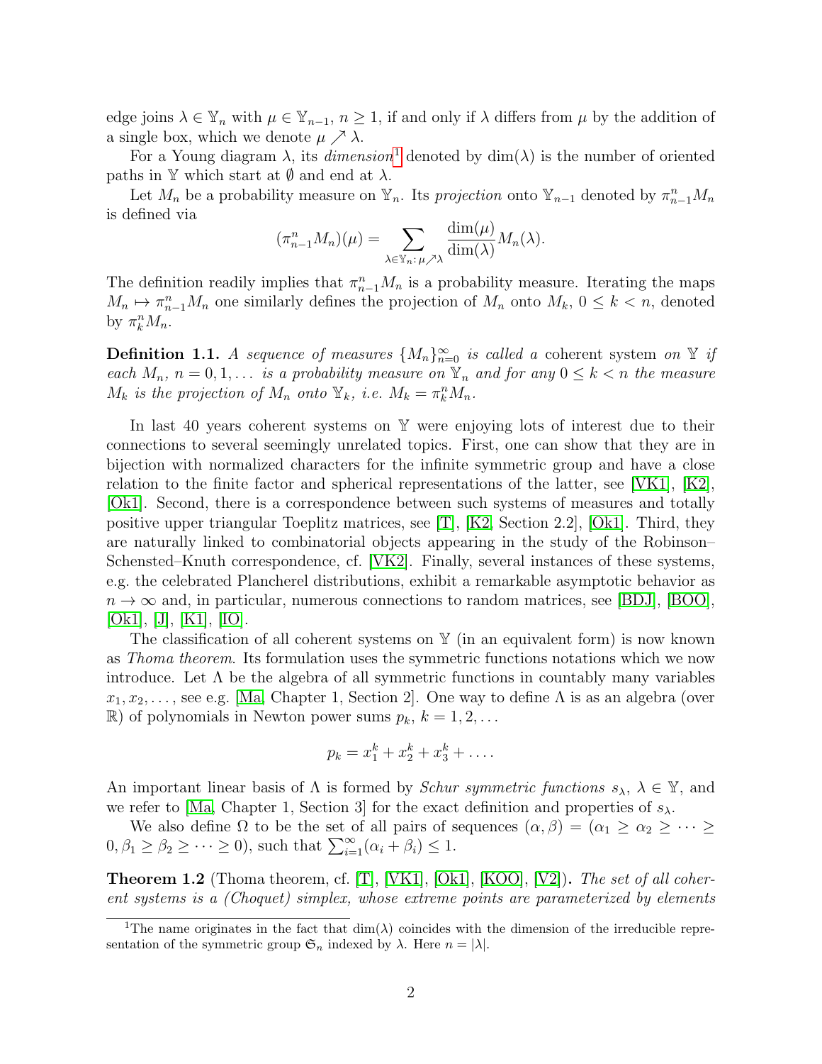edge joins $\lambda \in \mathbb{Y}_n$ with $\mu \in \mathbb{Y}_{n-1}$, $n \geq 1$, if and only if $\lambda$ differs from $\mu$ by the addition of a single box, which we denote $\mu \nearrow \lambda$.

For a Young diagram $\lambda$, its *dimension*[1] denoted by $\dim(\lambda)$ is the number of oriented paths in $\mathbb{Y}$ which start at $\emptyset$ and end at $\lambda$.

Let $M_n$ be a probability measure on $\mathbb{Y}_n$. Its *projection* onto $\mathbb{Y}_{n-1}$ denoted by $\pi^n_{n-1} M_n$ is defined via

$$(\pi^n_{n-1} M_n)(\mu) = \sum_{\lambda \in \mathbb{Y}_n : \, \mu \nearrow \lambda} \frac{\dim(\mu)}{\dim(\lambda)} M_n(\lambda).$$

The definition readily implies that $\pi^n_{n-1} M_n$ is a probability measure. Iterating the maps $M_n \mapsto \pi^n_{n-1} M_n$ one similarly defines the projection of $M_n$ onto $M_k$, $0 \leq k < n$, denoted by $\pi^n_k M_n$.

**Definition 1.1.** *A sequence of measures $\{M_n\}_{n=0}^{\infty}$ is called a* coherent system *on $\mathbb{Y}$ if each $M_n$, $n = 0, 1, \dots$ is a probability measure on $\mathbb{Y}_n$ and for any $0 \leq k < n$ the measure $M_k$ is the projection of $M_n$ onto $\mathbb{Y}_k$, i.e. $M_k = \pi^n_k M_n$.*

In last 40 years coherent systems on $\mathbb{Y}$ were enjoying lots of interest due to their connections to several seemingly unrelated topics. First, one can show that they are in bijection with normalized characters for the infinite symmetric group and have a close relation to the finite factor and spherical representations of the latter, see [VK1], [K2], [Ok1]. Second, there is a correspondence between such systems of measures and totally positive upper triangular Toeplitz matrices, see [T], [K2, Section 2.2], [Ok1]. Third, they are naturally linked to combinatorial objects appearing in the study of the Robinson–Schensted–Knuth correspondence, cf. [VK2]. Finally, several instances of these systems, e.g. the celebrated Plancherel distributions, exhibit a remarkable asymptotic behavior as $n \to \infty$ and, in particular, numerous connections to random matrices, see [BDJ], [BOO], [Ok1], [J], [K1], [IO].

The classification of all coherent systems on $\mathbb{Y}$ (in an equivalent form) is now known as *Thoma theorem*. Its formulation uses the symmetric functions notations which we now introduce. Let $\Lambda$ be the algebra of all symmetric functions in countably many variables $x_1, x_2, \dots$, see e.g. [Ma, Chapter 1, Section 2]. One way to define $\Lambda$ is as an algebra (over $\mathbb{R}$) of polynomials in Newton power sums $p_k$, $k = 1, 2, \dots$

$$p_k = x_1^k + x_2^k + x_3^k + \dots.$$

An important linear basis of $\Lambda$ is formed by *Schur symmetric functions* $s_\lambda$, $\lambda \in \mathbb{Y}$, and we refer to [Ma, Chapter 1, Section 3] for the exact definition and properties of $s_\lambda$.

We also define $\Omega$ to be the set of all pairs of sequences $(\alpha, \beta) = (\alpha_1 \geq \alpha_2 \geq \dots \geq 0, \beta_1 \geq \beta_2 \geq \dots \geq 0)$, such that $\sum_{i=1}^{\infty} (\alpha_i + \beta_i) \leq 1$.

**Theorem 1.2** (Thoma theorem, cf. [T], [VK1], [Ok1], [KOO], [V2])**.** *The set of all coherent systems is a (Choquet) simplex, whose extreme points are parameterized by elements*

[1] The name originates in the fact that $\dim(\lambda)$ coincides with the dimension of the irreducible representation of the symmetric group $\mathfrak{S}_n$ indexed by $\lambda$. Here $n = |\lambda|$.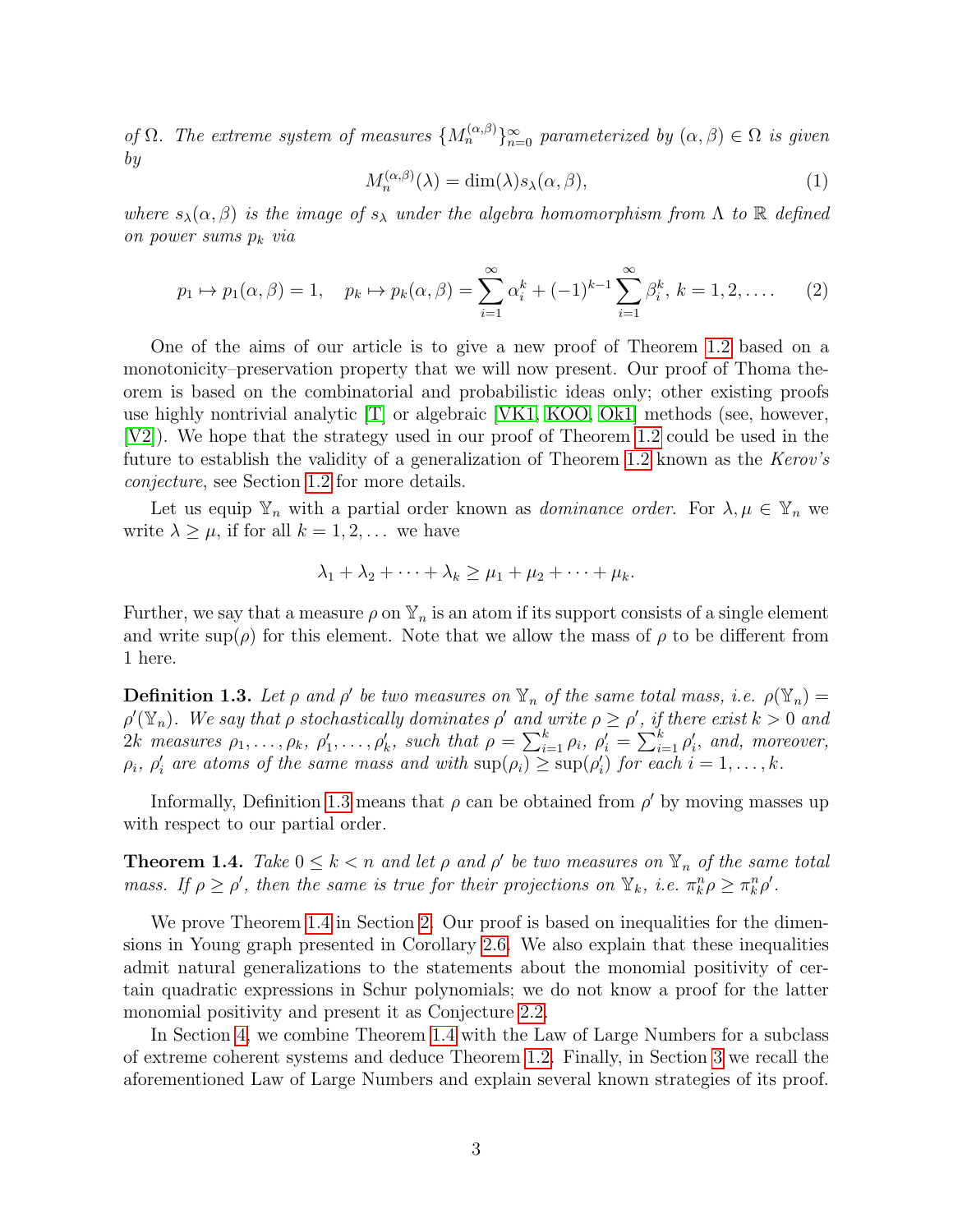*of* $\Omega$*. The extreme system of measures* $\{M_n^{(\alpha,\beta)}\}_{n=0}^{\infty}$ *parameterized by* $(\alpha,\beta)\in\Omega$ *is given by*

$$M_n^{(\alpha,\beta)}(\lambda) = \dim(\lambda) s_\lambda(\alpha,\beta), \tag{1}$$

*where* $s_\lambda(\alpha,\beta)$ *is the image of* $s_\lambda$ *under the algebra homomorphism from* $\Lambda$ *to* $\mathbb{R}$ *defined on power sums* $p_k$ *via*

$$p_1 \mapsto p_1(\alpha,\beta) = 1, \quad p_k \mapsto p_k(\alpha,\beta) = \sum_{i=1}^{\infty} \alpha_i^k + (-1)^{k-1}\sum_{i=1}^{\infty}\beta_i^k,\ k = 1,2,\dots. \tag{2}$$

One of the aims of our article is to give a new proof of Theorem 1.2 based on a monotonicity–preservation property that we will now present. Our proof of Thoma theorem is based on the combinatorial and probabilistic ideas only; other existing proofs use highly nontrivial analytic [T] or algebraic [VK1, KOO, Ok1] methods (see, however, [V2]). We hope that the strategy used in our proof of Theorem 1.2 could be used in the future to establish the validity of a generalization of Theorem 1.2 known as the *Kerov's conjecture*, see Section 1.2 for more details.

Let us equip $\mathbb{Y}_n$ with a partial order known as *dominance order*. For $\lambda,\mu\in\mathbb{Y}_n$ we write $\lambda \ge \mu$, if for all $k = 1,2,\dots$ we have

$$\lambda_1 + \lambda_2 + \dots + \lambda_k \ge \mu_1 + \mu_2 + \dots + \mu_k.$$

Further, we say that a measure $\rho$ on $\mathbb{Y}_n$ is an atom if its support consists of a single element and write $\sup(\rho)$ for this element. Note that we allow the mass of $\rho$ to be different from 1 here.

**Definition 1.3.** *Let* $\rho$ *and* $\rho'$ *be two measures on* $\mathbb{Y}_n$ *of the same total mass, i.e.* $\rho(\mathbb{Y}_n) = \rho'(\mathbb{Y}_n)$*. We say that* $\rho$ *stochastically dominates* $\rho'$ *and write* $\rho \ge \rho'$*, if there exist* $k > 0$ *and* $2k$ *measures* $\rho_1,\dots,\rho_k$*,* $\rho'_1,\dots,\rho'_k$*, such that* $\rho = \sum_{i=1}^k \rho_i$*,* $\rho'_i = \sum_{i=1}^k \rho'_i$*, and, moreover,* $\rho_i$*,* $\rho'_i$ *are atoms of the same mass and with* $\sup(\rho_i) \ge \sup(\rho'_i)$ *for each* $i = 1,\dots,k$*.*

Informally, Definition 1.3 means that $\rho$ can be obtained from $\rho'$ by moving masses up with respect to our partial order.

**Theorem 1.4.** *Take* $0 \le k < n$ *and let* $\rho$ *and* $\rho'$ *be two measures on* $\mathbb{Y}_n$ *of the same total mass. If* $\rho \ge \rho'$*, then the same is true for their projections on* $\mathbb{Y}_k$*, i.e.* $\pi_k^n\rho \ge \pi_k^n\rho'$*.*

We prove Theorem 1.4 in Section 2. Our proof is based on inequalities for the dimensions in Young graph presented in Corollary 2.6. We also explain that these inequalities admit natural generalizations to the statements about the monomial positivity of certain quadratic expressions in Schur polynomials; we do not know a proof for the latter monomial positivity and present it as Conjecture 2.2.

In Section 4, we combine Theorem 1.4 with the Law of Large Numbers for a subclass of extreme coherent systems and deduce Theorem 1.2. Finally, in Section 3 we recall the aforementioned Law of Large Numbers and explain several known strategies of its proof.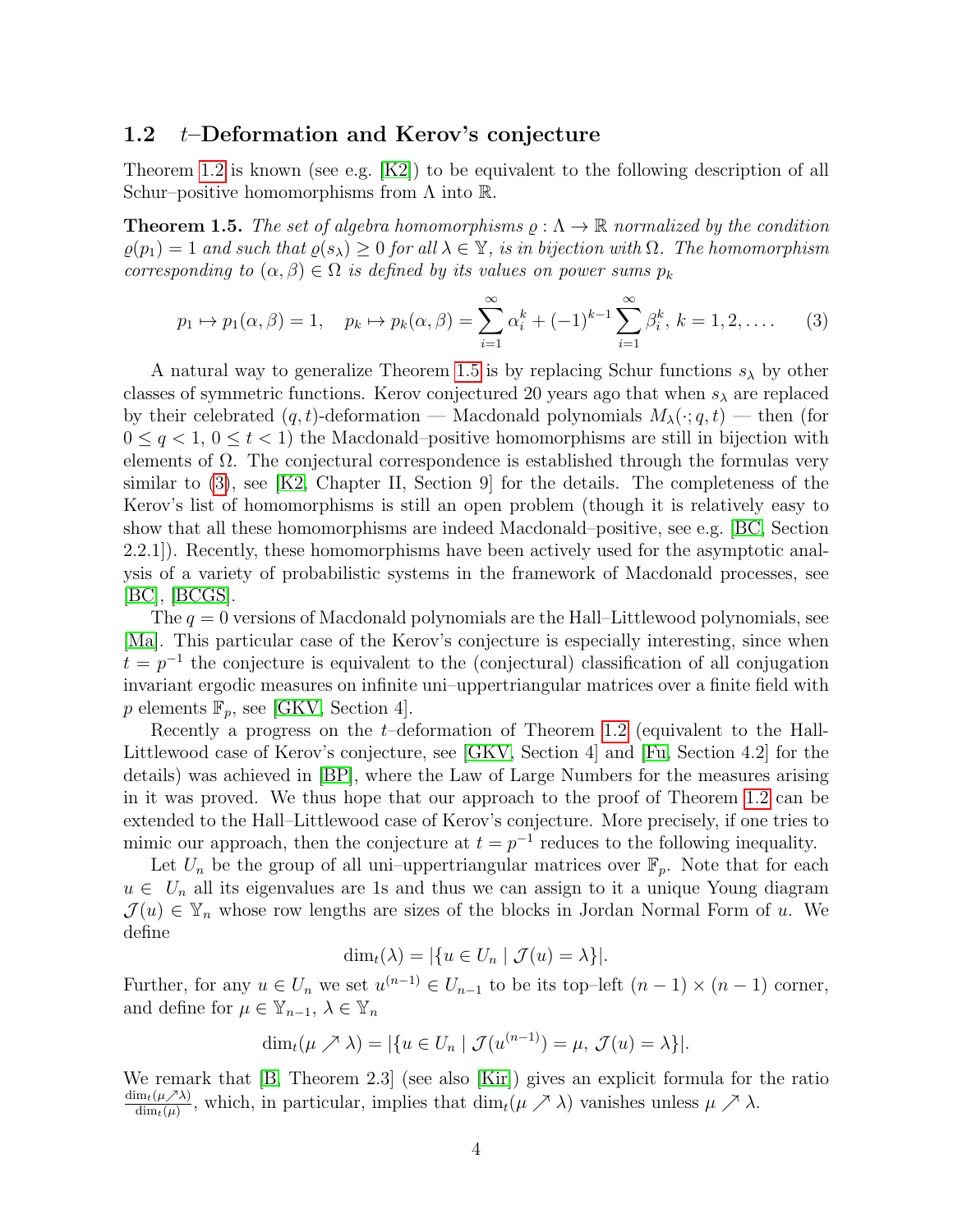## 1.2 $t$–Deformation and Kerov's conjecture

Theorem 1.2 is known (see e.g. [K2]) to be equivalent to the following description of all Schur–positive homomorphisms from $\Lambda$ into $\mathbb{R}$.

**Theorem 1.5.** *The set of algebra homomorphisms $\varrho : \Lambda \to \mathbb{R}$ normalized by the condition $\varrho(p_1) = 1$ and such that $\varrho(s_\lambda) \geq 0$ for all $\lambda \in \mathbb{Y}$, is in bijection with $\Omega$. The homomorphism corresponding to $(\alpha, \beta) \in \Omega$ is defined by its values on power sums $p_k$*

$$p_1 \mapsto p_1(\alpha, \beta) = 1, \quad p_k \mapsto p_k(\alpha, \beta) = \sum_{i=1}^{\infty} \alpha_i^k + (-1)^{k-1} \sum_{i=1}^{\infty} \beta_i^k,\ k = 1, 2, \dots. \tag{3}$$

A natural way to generalize Theorem 1.5 is by replacing Schur functions $s_\lambda$ by other classes of symmetric functions. Kerov conjectured 20 years ago that when $s_\lambda$ are replaced by their celebrated $(q,t)$-deformation — Macdonald polynomials $M_\lambda(\cdot; q, t)$ — then (for $0 \leq q < 1$, $0 \leq t < 1$) the Macdonald–positive homomorphisms are still in bijection with elements of $\Omega$. The conjectural correspondence is established through the formulas very similar to (3), see [K2, Chapter II, Section 9] for the details. The completeness of the Kerov's list of homomorphisms is still an open problem (though it is relatively easy to show that all these homomorphisms are indeed Macdonald–positive, see e.g. [BC, Section 2.2.1]). Recently, these homomorphisms have been actively used for the asymptotic analysis of a variety of probabilistic systems in the framework of Macdonald processes, see [BC], [BCGS].

The $q = 0$ versions of Macdonald polynomials are the Hall–Littlewood polynomials, see [Ma]. This particular case of the Kerov's conjecture is especially interesting, since when $t = p^{-1}$ the conjecture is equivalent to the (conjectural) classification of all conjugation invariant ergodic measures on infinite uni–uppertriangular matrices over a finite field with $p$ elements $\mathbb{F}_p$, see [GKV, Section 4].

Recently a progress on the $t$–deformation of Theorem 1.2 (equivalent to the Hall-Littlewood case of Kerov's conjecture, see [GKV, Section 4] and [Fu, Section 4.2] for the details) was achieved in [BP], where the Law of Large Numbers for the measures arising in it was proved. We thus hope that our approach to the proof of Theorem 1.2 can be extended to the Hall–Littlewood case of Kerov's conjecture. More precisely, if one tries to mimic our approach, then the conjecture at $t = p^{-1}$ reduces to the following inequality.

Let $U_n$ be the group of all uni–uppertriangular matrices over $\mathbb{F}_p$. Note that for each $u \in U_n$ all its eigenvalues are 1s and thus we can assign to it a unique Young diagram $\mathcal{J}(u) \in \mathbb{Y}_n$ whose row lengths are sizes of the blocks in Jordan Normal Form of $u$. We define

$$\dim_t(\lambda) = |\{u \in U_n \mid \mathcal{J}(u) = \lambda\}|.$$

Further, for any $u \in U_n$ we set $u^{(n-1)} \in U_{n-1}$ to be its top–left $(n-1) \times (n-1)$ corner, and define for $\mu \in \mathbb{Y}_{n-1}$, $\lambda \in \mathbb{Y}_n$

$$\dim_t(\mu \nearrow \lambda) = |\{u \in U_n \mid \mathcal{J}(u^{(n-1)}) = \mu,\ \mathcal{J}(u) = \lambda\}|.$$

We remark that [B, Theorem 2.3] (see also [Kir]) gives an explicit formula for the ratio $\frac{\dim_t(\mu \nearrow \lambda)}{\dim_t(\mu)}$, which, in particular, implies that $\dim_t(\mu \nearrow \lambda)$ vanishes unless $\mu \nearrow \lambda$.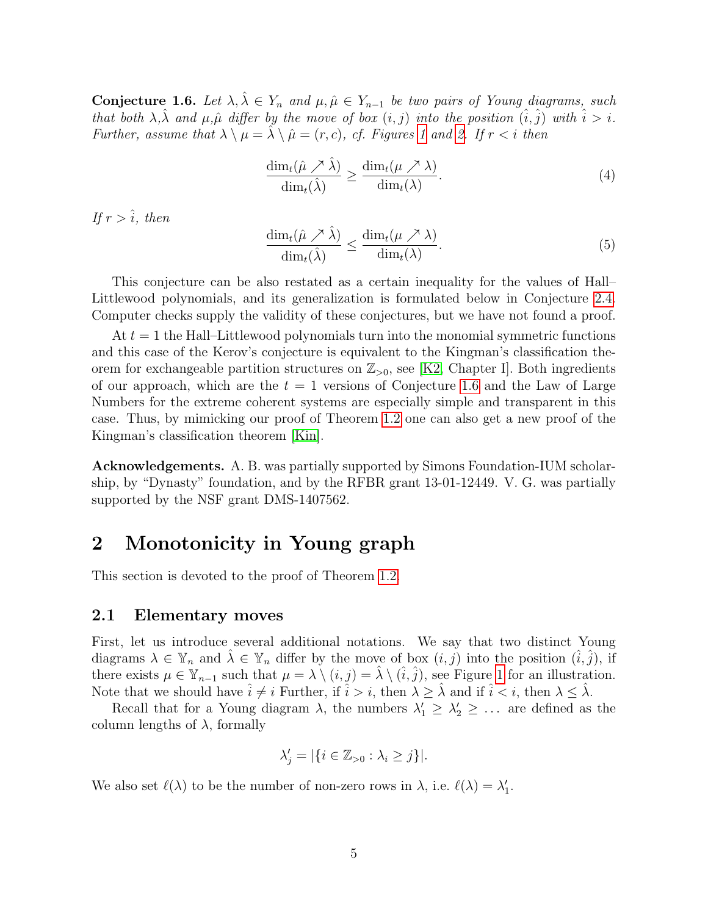**Conjecture 1.6.** *Let $\lambda, \hat{\lambda} \in Y_n$ and $\mu, \hat{\mu} \in Y_{n-1}$ be two pairs of Young diagrams, such that both $\lambda$,$\hat{\lambda}$ and $\mu$,$\hat{\mu}$ differ by the move of box $(i,j)$ into the position $(\hat{i},\hat{j})$ with $\hat{i} > i$. Further, assume that $\lambda \setminus \mu = \hat{\lambda} \setminus \hat{\mu} = (r,c)$, cf. Figures 1 and 2. If $r < i$ then*

$$\frac{\dim_t(\hat{\mu} \nearrow \hat{\lambda})}{\dim_t(\hat{\lambda})} \geq \frac{\dim_t(\mu \nearrow \lambda)}{\dim_t(\lambda)}. \tag{4}$$

*If $r > \hat{i}$, then*

$$\frac{\dim_t(\hat{\mu} \nearrow \hat{\lambda})}{\dim_t(\hat{\lambda})} \leq \frac{\dim_t(\mu \nearrow \lambda)}{\dim_t(\lambda)}. \tag{5}$$

This conjecture can be also restated as a certain inequality for the values of Hall–Littlewood polynomials, and its generalization is formulated below in Conjecture 2.4. Computer checks supply the validity of these conjectures, but we have not found a proof.

At $t = 1$ the Hall–Littlewood polynomials turn into the monomial symmetric functions and this case of the Kerov's conjecture is equivalent to the Kingman's classification theorem for exchangeable partition structures on $\mathbb{Z}_{>0}$, see [K2, Chapter I]. Both ingredients of our approach, which are the $t = 1$ versions of Conjecture 1.6 and the Law of Large Numbers for the extreme coherent systems are especially simple and transparent in this case. Thus, by mimicking our proof of Theorem 1.2 one can also get a new proof of the Kingman's classification theorem [Kin].

**Acknowledgements.** A. B. was partially supported by Simons Foundation-IUM scholarship, by "Dynasty" foundation, and by the RFBR grant 13-01-12449. V. G. was partially supported by the NSF grant DMS-1407562.

# 2 Monotonicity in Young graph

This section is devoted to the proof of Theorem 1.2.

## 2.1 Elementary moves

First, let us introduce several additional notations. We say that two distinct Young diagrams $\lambda \in \mathbb{Y}_n$ and $\hat{\lambda} \in \mathbb{Y}_n$ differ by the move of box $(i,j)$ into the position $(\hat{i},\hat{j})$, if there exists $\mu \in \mathbb{Y}_{n-1}$ such that $\mu = \lambda \setminus (i,j) = \hat{\lambda} \setminus (\hat{i},\hat{j})$, see Figure 1 for an illustration. Note that we should have $\hat{i} \neq i$ Further, if $\hat{i} > i$, then $\lambda \geq \hat{\lambda}$ and if $\hat{i} < i$, then $\lambda \leq \hat{\lambda}$.

Recall that for a Young diagram $\lambda$, the numbers $\lambda'_1 \geq \lambda'_2 \geq \dots$ are defined as the column lengths of $\lambda$, formally

$$\lambda'_j = |\{i \in \mathbb{Z}_{>0} : \lambda_i \geq j\}|.$$

We also set $\ell(\lambda)$ to be the number of non-zero rows in $\lambda$, i.e. $\ell(\lambda) = \lambda'_1$.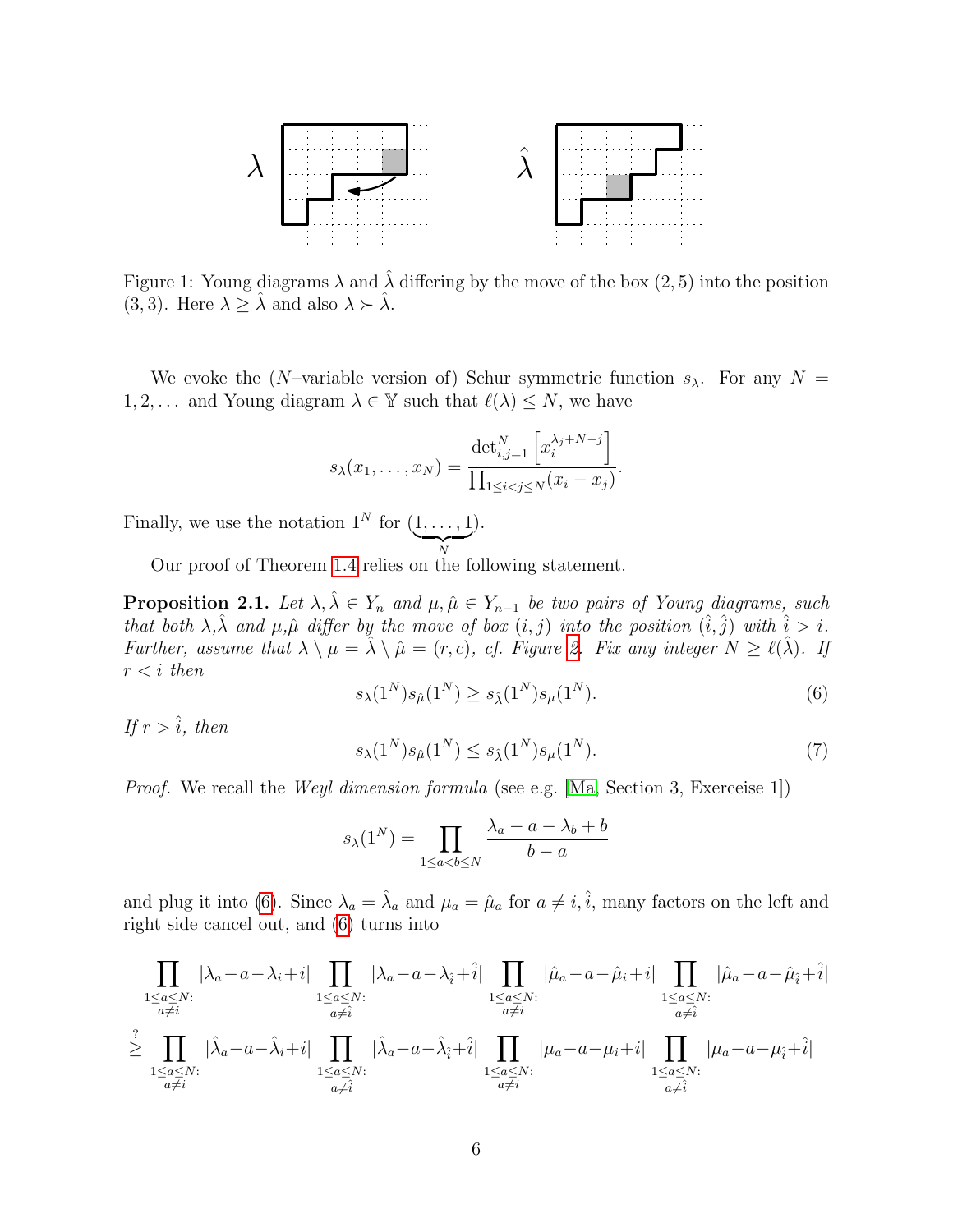Figure 1: Young diagrams $\lambda$ and $\hat{\lambda}$ differing by the move of the box $(2, 5)$ into the position $(3, 3)$. Here $\lambda \geq \hat{\lambda}$ and also $\lambda \succ \hat{\lambda}$.

We evoke the ($N$–variable version of) Schur symmetric function $s_\lambda$. For any $N = 1, 2, \dots$ and Young diagram $\lambda \in \mathbb{Y}$ such that $\ell(\lambda) \leq N$, we have

$$s_\lambda(x_1, \dots, x_N) = \frac{\det_{i,j=1}^N \left[ x_i^{\lambda_j + N - j} \right]}{\prod_{1 \leq i < j \leq N} (x_i - x_j)}.$$

Finally, we use the notation $1^N$ for $(\underbrace{1, \dots, 1}_{N})$.

Our proof of Theorem 1.4 relies on the following statement.

**Proposition 2.1.** *Let $\lambda, \hat{\lambda} \in Y_n$ and $\mu, \hat{\mu} \in Y_{n-1}$ be two pairs of Young diagrams, such that both $\lambda$,$\hat{\lambda}$ and $\mu$,$\hat{\mu}$ differ by the move of box $(i, j)$ into the position $(\hat{i}, \hat{j})$ with $\hat{i} > i$. Further, assume that $\lambda \setminus \mu = \hat{\lambda} \setminus \hat{\mu} = (r, c)$, cf. Figure 2. Fix any integer $N \geq \ell(\hat{\lambda})$. If $r < i$ then*

$$s_\lambda(1^N) s_{\hat{\mu}}(1^N) \geq s_{\hat{\lambda}}(1^N) s_\mu(1^N). \tag{6}$$

*If $r > \hat{i}$, then*

$$s_\lambda(1^N) s_{\hat{\mu}}(1^N) \leq s_{\hat{\lambda}}(1^N) s_\mu(1^N). \tag{7}$$

*Proof.* We recall the *Weyl dimension formula* (see e.g. [Ma, Section 3, Exerceise 1])

$$s_\lambda(1^N) = \prod_{1 \leq a < b \leq N} \frac{\lambda_a - a - \lambda_b + b}{b - a}$$

and plug it into (6). Since $\lambda_a = \hat{\lambda}_a$ and $\mu_a = \hat{\mu}_a$ for $a \neq i, \hat{i}$, many factors on the left and right side cancel out, and (6) turns into

$$\prod_{\substack{1 \leq a \leq N: \\ a \neq i}} |\lambda_a - a - \lambda_i + i| \prod_{\substack{1 \leq a \leq N: \\ a \neq \hat{i}}} |\lambda_a - a - \lambda_{\hat{i}} + \hat{i}| \prod_{\substack{1 \leq a \leq N: \\ a \neq i}} |\hat{\mu}_a - a - \hat{\mu}_i + i| \prod_{\substack{1 \leq a \leq N: \\ a \neq \hat{i}}} |\hat{\mu}_a - a - \hat{\mu}_{\hat{i}} + \hat{i}|$$

$$\stackrel{?}{\geq} \prod_{\substack{1 \leq a \leq N: \\ a \neq i}} |\hat{\lambda}_a - a - \hat{\lambda}_i + i| \prod_{\substack{1 \leq a \leq N: \\ a \neq \hat{i}}} |\hat{\lambda}_a - a - \hat{\lambda}_{\hat{i}} + \hat{i}| \prod_{\substack{1 \leq a \leq N: \\ a \neq i}} |\mu_a - a - \mu_i + i| \prod_{\substack{1 \leq a \leq N: \\ a \neq \hat{i}}} |\mu_a - a - \mu_{\hat{i}} + \hat{i}|$$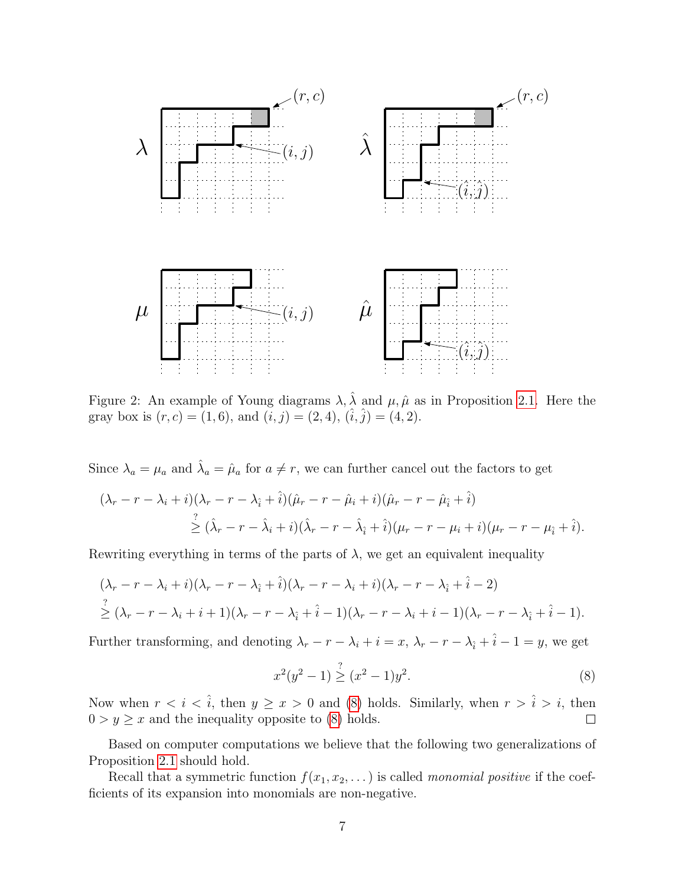$(r,c)$

$\lambda$

$(i,j)$

$(r,c)$

$\hat{\lambda}$

$(\hat{i},\hat{j})$

$\mu$

$(i,j)$

$\hat{\mu}$

$(\hat{i},\hat{j})$

Figure 2: An example of Young diagrams $\lambda, \hat{\lambda}$ and $\mu, \hat{\mu}$ as in Proposition 2.1. Here the gray box is $(r,c) = (1,6)$, and $(i,j) = (2,4)$, $(\hat{i},\hat{j}) = (4,2)$.

Since $\lambda_a = \mu_a$ and $\hat{\lambda}_a = \hat{\mu}_a$ for $a \neq r$, we can further cancel out the factors to get

$$(\lambda_r - r - \lambda_i + i)(\lambda_r - r - \lambda_{\hat{i}} + \hat{i})(\hat{\mu}_r - r - \hat{\mu}_i + i)(\hat{\mu}_r - r - \hat{\mu}_{\hat{i}} + \hat{i})$$
$$\overset{?}{\geq} (\hat{\lambda}_r - r - \hat{\lambda}_i + i)(\hat{\lambda}_r - r - \hat{\lambda}_{\hat{i}} + \hat{i})(\mu_r - r - \mu_i + i)(\mu_r - r - \mu_{\hat{i}} + \hat{i}).$$

Rewriting everything in terms of the parts of $\lambda$, we get an equivalent inequality

$$(\lambda_r - r - \lambda_i + i)(\lambda_r - r - \lambda_{\hat{i}} + \hat{i})(\lambda_r - r - \lambda_i + i)(\lambda_r - r - \lambda_{\hat{i}} + \hat{i} - 2)$$
$$\overset{?}{\geq} (\lambda_r - r - \lambda_i + i + 1)(\lambda_r - r - \lambda_{\hat{i}} + \hat{i} - 1)(\lambda_r - r - \lambda_i + i - 1)(\lambda_r - r - \lambda_{\hat{i}} + \hat{i} - 1).$$

Further transforming, and denoting $\lambda_r - r - \lambda_i + i = x$, $\lambda_r - r - \lambda_{\hat{i}} + \hat{i} - 1 = y$, we get

$$x^2(y^2 - 1) \overset{?}{\geq} (x^2 - 1)y^2. \tag{8}$$

Now when $r < i < \hat{i}$, then $y \geq x > 0$ and (8) holds. Similarly, when $r > \hat{i} > i$, then $0 > y \geq x$ and the inequality opposite to (8) holds. $\square$

Based on computer computations we believe that the following two generalizations of Proposition 2.1 should hold.

Recall that a symmetric function $f(x_1, x_2, \dots)$ is called *monomial positive* if the coefficients of its expansion into monomials are non-negative.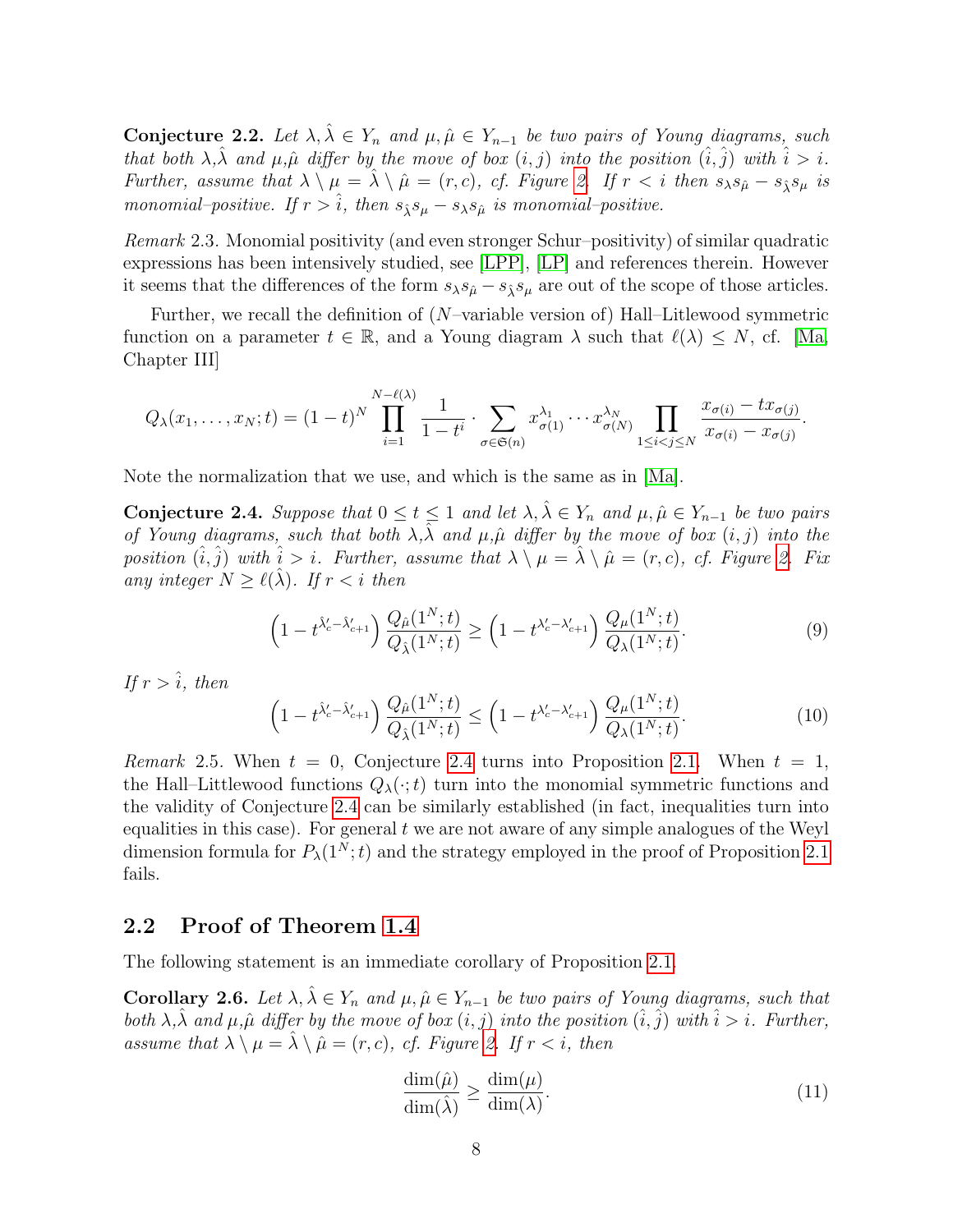**Conjecture 2.2.** *Let $\lambda, \hat{\lambda} \in Y_n$ and $\mu, \hat{\mu} \in Y_{n-1}$ be two pairs of Young diagrams, such that both $\lambda$,$\hat{\lambda}$ and $\mu$,$\hat{\mu}$ differ by the move of box $(i, j)$ into the position $(\hat{i}, \hat{j})$ with $\hat{i} > i$. Further, assume that $\lambda \setminus \mu = \hat{\lambda} \setminus \hat{\mu} = (r, c)$, cf. Figure 2. If $r < i$ then $s_\lambda s_{\hat{\mu}} - s_{\hat{\lambda}} s_\mu$ is monomial–positive. If $r > \hat{i}$, then $s_{\hat{\lambda}} s_\mu - s_\lambda s_{\hat{\mu}}$ is monomial–positive.*

*Remark* 2.3. Monomial positivity (and even stronger Schur–positivity) of similar quadratic expressions has been intensively studied, see [LPP], [LP] and references therein. However it seems that the differences of the form $s_\lambda s_{\hat{\mu}} - s_{\hat{\lambda}} s_\mu$ are out of the scope of those articles.

Further, we recall the definition of ($N$–variable version of) Hall–Litlewood symmetric function on a parameter $t \in \mathbb{R}$, and a Young diagram $\lambda$ such that $\ell(\lambda) \le N$, cf. [Ma, Chapter III]

$$Q_\lambda(x_1, \dots, x_N; t) = (1-t)^N \prod_{i=1}^{N-\ell(\lambda)} \frac{1}{1-t^i} \cdot \sum_{\sigma \in \mathfrak{S}(n)} x_{\sigma(1)}^{\lambda_1} \cdots x_{\sigma(N)}^{\lambda_N} \prod_{1 \le i < j \le N} \frac{x_{\sigma(i)} - t x_{\sigma(j)}}{x_{\sigma(i)} - x_{\sigma(j)}}.$$

Note the normalization that we use, and which is the same as in [Ma].

**Conjecture 2.4.** *Suppose that $0 \le t \le 1$ and let $\lambda, \hat{\lambda} \in Y_n$ and $\mu, \hat{\mu} \in Y_{n-1}$ be two pairs of Young diagrams, such that both $\lambda$,$\hat{\lambda}$ and $\mu$,$\hat{\mu}$ differ by the move of box $(i, j)$ into the position $(\hat{i}, \hat{j})$ with $\hat{i} > i$. Further, assume that $\lambda \setminus \mu = \hat{\lambda} \setminus \hat{\mu} = (r, c)$, cf. Figure 2. Fix any integer $N \ge \ell(\hat{\lambda})$. If $r < i$ then*

$$\left(1 - t^{\hat{\lambda}'_c - \hat{\lambda}'_{c+1}}\right) \frac{Q_{\hat{\mu}}(1^N; t)}{Q_{\hat{\lambda}}(1^N; t)} \ge \left(1 - t^{\lambda'_c - \lambda'_{c+1}}\right) \frac{Q_\mu(1^N; t)}{Q_\lambda(1^N; t)}. \tag{9}$$

*If $r > \hat{i}$, then*

$$\left(1 - t^{\hat{\lambda}'_c - \hat{\lambda}'_{c+1}}\right) \frac{Q_{\hat{\mu}}(1^N; t)}{Q_{\hat{\lambda}}(1^N; t)} \le \left(1 - t^{\lambda'_c - \lambda'_{c+1}}\right) \frac{Q_\mu(1^N; t)}{Q_\lambda(1^N; t)}. \tag{10}$$

*Remark* 2.5. When $t = 0$, Conjecture 2.4 turns into Proposition 2.1. When $t = 1$, the Hall–Littlewood functions $Q_\lambda(\cdot; t)$ turn into the monomial symmetric functions and the validity of Conjecture 2.4 can be similarly established (in fact, inequalities turn into equalities in this case). For general $t$ we are not aware of any simple analogues of the Weyl dimension formula for $P_\lambda(1^N; t)$ and the strategy employed in the proof of Proposition 2.1 fails.

## 2.2 Proof of Theorem 1.4

The following statement is an immediate corollary of Proposition 2.1.

**Corollary 2.6.** *Let $\lambda, \hat{\lambda} \in Y_n$ and $\mu, \hat{\mu} \in Y_{n-1}$ be two pairs of Young diagrams, such that both $\lambda$,$\hat{\lambda}$ and $\mu$,$\hat{\mu}$ differ by the move of box $(i, j)$ into the position $(\hat{i}, \hat{j})$ with $\hat{i} > i$. Further, assume that $\lambda \setminus \mu = \hat{\lambda} \setminus \hat{\mu} = (r, c)$, cf. Figure 2. If $r < i$, then*

$$\frac{\dim(\hat{\mu})}{\dim(\hat{\lambda})} \ge \frac{\dim(\mu)}{\dim(\lambda)}. \tag{11}$$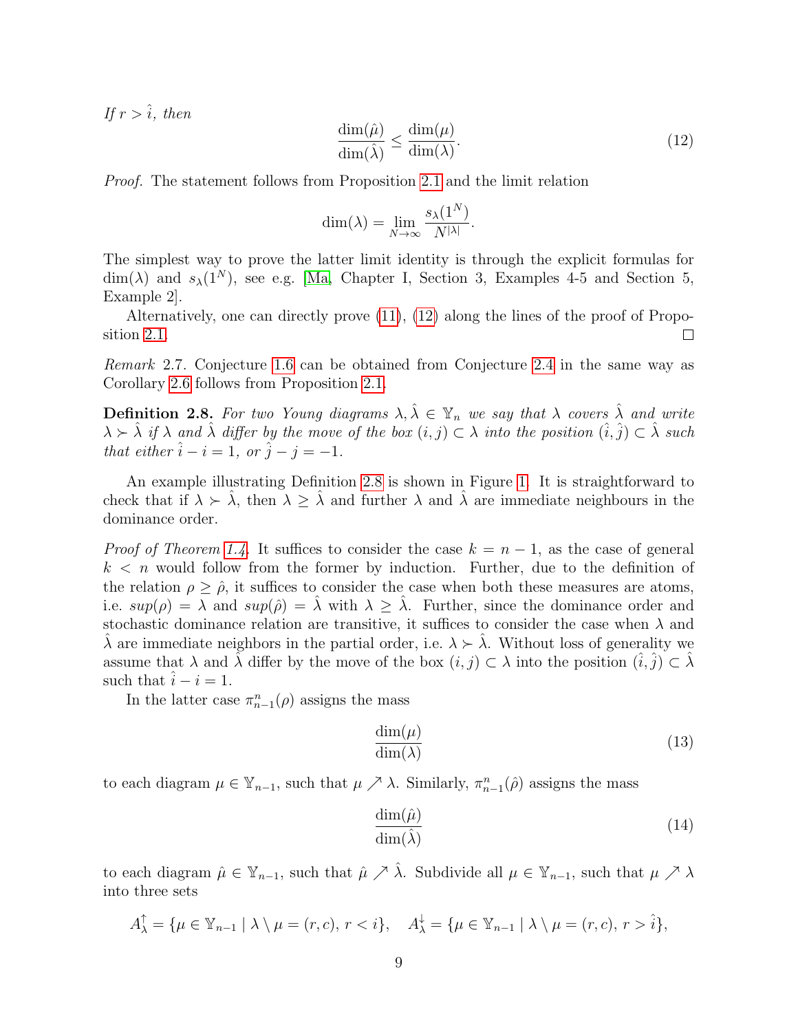*If $r > \hat{i}$, then*

$$\frac{\dim(\hat{\mu})}{\dim(\hat{\lambda})} \leq \frac{\dim(\mu)}{\dim(\lambda)}. \tag{12}$$

*Proof.* The statement follows from Proposition 2.1 and the limit relation

$$\dim(\lambda) = \lim_{N\to\infty} \frac{s_\lambda(1^N)}{N^{|\lambda|}}.$$

The simplest way to prove the latter limit identity is through the explicit formulas for $\dim(\lambda)$ and $s_\lambda(1^N)$, see e.g. [Ma, Chapter I, Section 3, Examples 4-5 and Section 5, Example 2].

Alternatively, one can directly prove (11), (12) along the lines of the proof of Proposition 2.1. □

*Remark* 2.7. Conjecture 1.6 can be obtained from Conjecture 2.4 in the same way as Corollary 2.6 follows from Proposition 2.1.

**Definition 2.8.** *For two Young diagrams $\lambda, \hat{\lambda} \in \mathbb{Y}_n$ we say that $\lambda$ covers $\hat{\lambda}$ and write $\lambda \succ \hat{\lambda}$ if $\lambda$ and $\hat{\lambda}$ differ by the move of the box $(i,j) \subset \lambda$ into the position $(\hat{i},\hat{j}) \subset \hat{\lambda}$ such that either $\hat{i} - i = 1$, or $\hat{j} - j = -1$.*

An example illustrating Definition 2.8 is shown in Figure 1. It is straightforward to check that if $\lambda \succ \hat{\lambda}$, then $\lambda \geq \hat{\lambda}$ and further $\lambda$ and $\hat{\lambda}$ are immediate neighbours in the dominance order.

*Proof of Theorem 1.4.* It suffices to consider the case $k = n-1$, as the case of general $k < n$ would follow from the former by induction. Further, due to the definition of the relation $\rho \geq \hat{\rho}$, it suffices to consider the case when both these measures are atoms, i.e. $sup(\rho) = \lambda$ and $sup(\hat{\rho}) = \hat{\lambda}$ with $\lambda \geq \hat{\lambda}$. Further, since the dominance order and stochastic dominance relation are transitive, it suffices to consider the case when $\lambda$ and $\hat{\lambda}$ are immediate neighbors in the partial order, i.e. $\lambda \succ \hat{\lambda}$. Without loss of generality we assume that $\lambda$ and $\hat{\lambda}$ differ by the move of the box $(i,j) \subset \lambda$ into the position $(\hat{i},\hat{j}) \subset \hat{\lambda}$ such that $\hat{i} - i = 1$.

In the latter case $\pi^n_{n-1}(\rho)$ assigns the mass

$$\frac{\dim(\mu)}{\dim(\lambda)} \tag{13}$$

to each diagram $\mu \in \mathbb{Y}_{n-1}$, such that $\mu \nearrow \lambda$. Similarly, $\pi^n_{n-1}(\hat{\rho})$ assigns the mass

$$\frac{\dim(\hat{\mu})}{\dim(\hat{\lambda})} \tag{14}$$

to each diagram $\hat{\mu} \in \mathbb{Y}_{n-1}$, such that $\hat{\mu} \nearrow \hat{\lambda}$. Subdivide all $\mu \in \mathbb{Y}_{n-1}$, such that $\mu \nearrow \lambda$ into three sets

$$A^{\uparrow}_{\lambda} = \{\mu \in \mathbb{Y}_{n-1} \mid \lambda \setminus \mu = (r,c),\ r < i\}, \quad A^{\downarrow}_{\lambda} = \{\mu \in \mathbb{Y}_{n-1} \mid \lambda \setminus \mu = (r,c),\ r > \hat{i}\},$$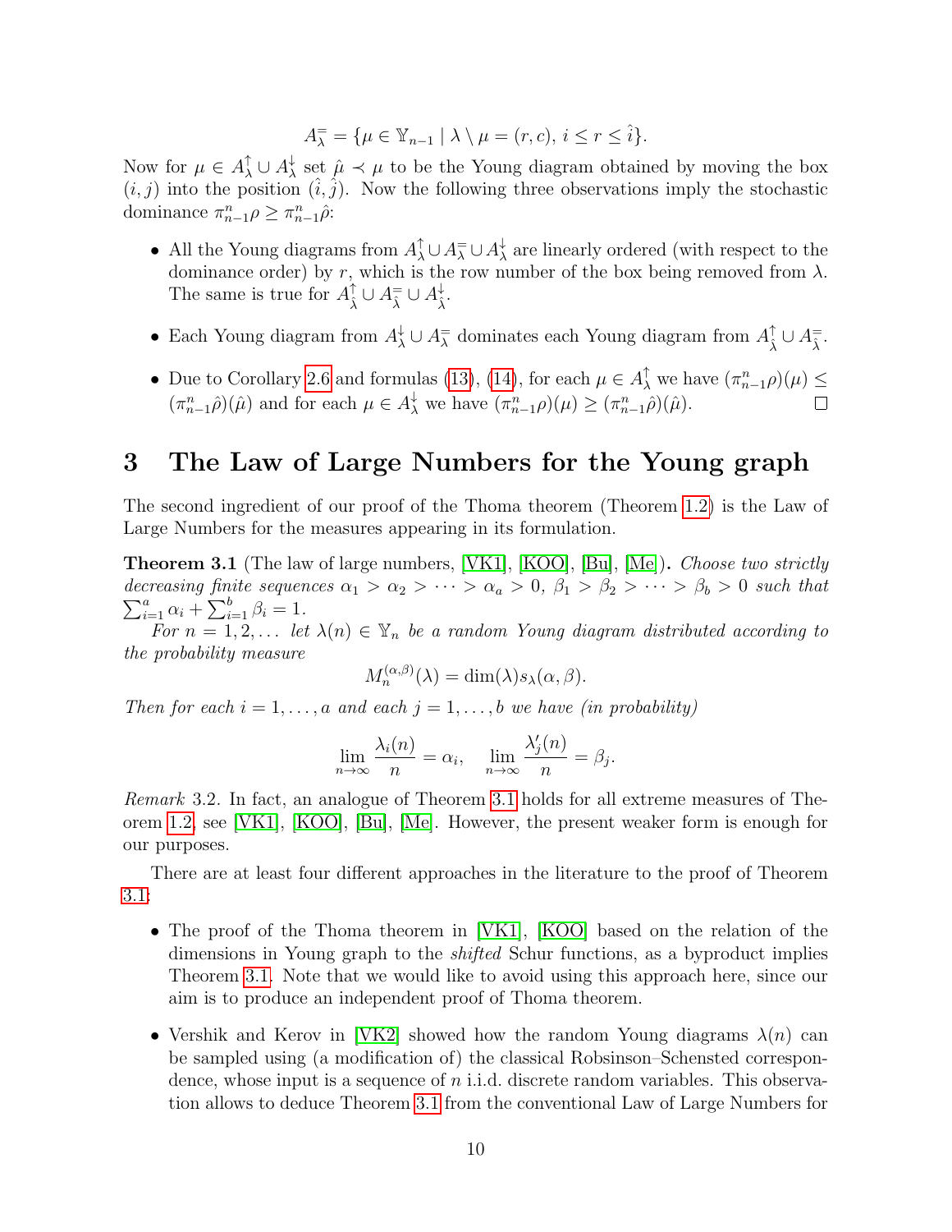$$A^{=}_{\lambda} = \{\mu \in \mathbb{Y}_{n-1} \mid \lambda \setminus \mu = (r, c),\ i \le r \le \hat{i}\}.$$

Now for $\mu \in A^{\uparrow}_{\lambda} \cup A^{\downarrow}_{\lambda}$ set $\hat{\mu} \prec \mu$ to be the Young diagram obtained by moving the box $(i, j)$ into the position $(\hat{i}, \hat{j})$. Now the following three observations imply the stochastic dominance $\pi^n_{n-1}\rho \geq \pi^n_{n-1}\hat{\rho}$:

- All the Young diagrams from $A^{\uparrow}_{\lambda} \cup A^{=}_{\lambda} \cup A^{\downarrow}_{\lambda}$ are linearly ordered (with respect to the dominance order) by $r$, which is the row number of the box being removed from $\lambda$. The same is true for $A^{\uparrow}_{\hat{\lambda}} \cup A^{=}_{\hat{\lambda}} \cup A^{\downarrow}_{\hat{\lambda}}$.
- Each Young diagram from $A^{\downarrow}_{\lambda} \cup A^{=}_{\lambda}$ dominates each Young diagram from $A^{\uparrow}_{\hat{\lambda}} \cup A^{=}_{\hat{\lambda}}$.
- Due to Corollary 2.6 and formulas (13), (14), for each $\mu \in A^{\uparrow}_{\lambda}$ we have $(\pi^n_{n-1}\rho)(\mu) \leq (\pi^n_{n-1}\hat{\rho})(\hat{\mu})$ and for each $\mu \in A^{\downarrow}_{\lambda}$ we have $(\pi^n_{n-1}\rho)(\mu) \geq (\pi^n_{n-1}\hat{\rho})(\hat{\mu})$. □

# 3 The Law of Large Numbers for the Young graph

The second ingredient of our proof of the Thoma theorem (Theorem 1.2) is the Law of Large Numbers for the measures appearing in its formulation.

**Theorem 3.1** (The law of large numbers, [VK1], [KOO], [Bu], [Me]). *Choose two strictly decreasing finite sequences $\alpha_1 > \alpha_2 > \cdots > \alpha_a > 0$, $\beta_1 > \beta_2 > \cdots > \beta_b > 0$ such that $\sum_{i=1}^{a} \alpha_i + \sum_{i=1}^{b} \beta_i = 1$.*

*For $n = 1, 2, \dots$ let $\lambda(n) \in \mathbb{Y}_n$ be a random Young diagram distributed according to the probability measure*

$$M^{(\alpha,\beta)}_n(\lambda) = \dim(\lambda) s_\lambda(\alpha, \beta).$$

*Then for each $i = 1, \dots, a$ and each $j = 1, \dots, b$ we have (in probability)*

$$\lim_{n\to\infty} \frac{\lambda_i(n)}{n} = \alpha_i, \quad \lim_{n\to\infty} \frac{\lambda'_j(n)}{n} = \beta_j.$$

*Remark* 3.2. In fact, an analogue of Theorem 3.1 holds for all extreme measures of Theorem 1.2, see [VK1], [KOO], [Bu], [Me]. However, the present weaker form is enough for our purposes.

There are at least four different approaches in the literature to the proof of Theorem 3.1:

- The proof of the Thoma theorem in [VK1], [KOO] based on the relation of the dimensions in Young graph to the *shifted* Schur functions, as a byproduct implies Theorem 3.1. Note that we would like to avoid using this approach here, since our aim is to produce an independent proof of Thoma theorem.
- Vershik and Kerov in [VK2] showed how the random Young diagrams $\lambda(n)$ can be sampled using (a modification of) the classical Robinson–Schensted correspondence, whose input is a sequence of $n$ i.i.d. discrete random variables. This observation allows to deduce Theorem 3.1 from the conventional Law of Large Numbers for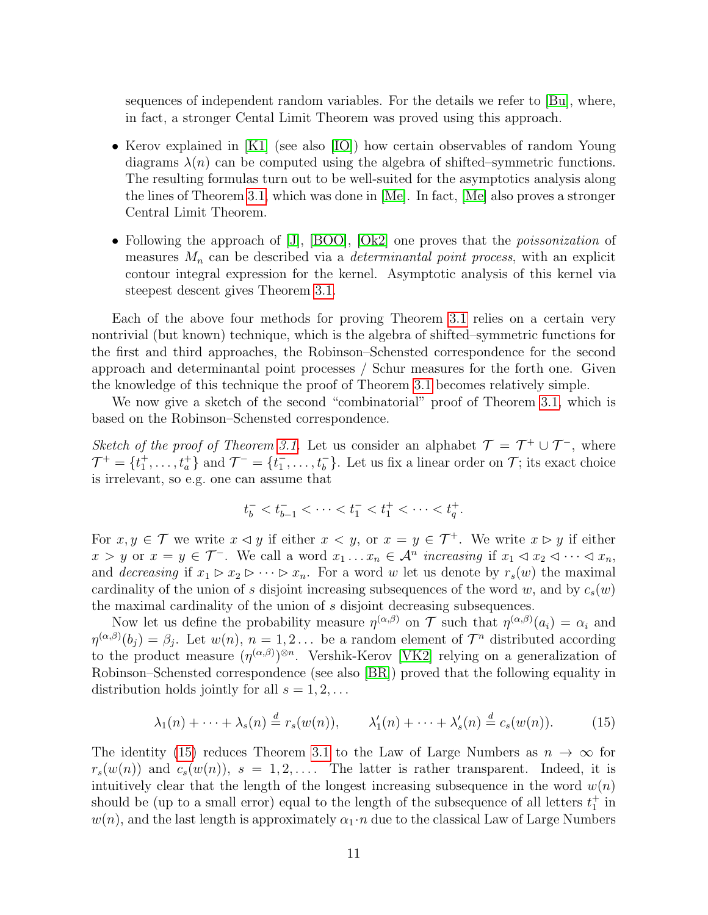sequences of independent random variables. For the details we refer to [Bu], where, in fact, a stronger Cental Limit Theorem was proved using this approach.

- Kerov explained in [K1] (see also [IO]) how certain observables of random Young diagrams $\lambda(n)$ can be computed using the algebra of shifted–symmetric functions. The resulting formulas turn out to be well-suited for the asymptotics analysis along the lines of Theorem 3.1, which was done in [Me]. In fact, [Me] also proves a stronger Central Limit Theorem.
- Following the approach of [J], [BOO], [Ok2] one proves that the *poissonization* of measures $M_n$ can be described via a *determinantal point process*, with an explicit contour integral expression for the kernel. Asymptotic analysis of this kernel via steepest descent gives Theorem 3.1.

Each of the above four methods for proving Theorem 3.1 relies on a certain very nontrivial (but known) technique, which is the algebra of shifted–symmetric functions for the first and third approaches, the Robinson–Schensted correspondence for the second approach and determinantal point processes / Schur measures for the forth one. Given the knowledge of this technique the proof of Theorem 3.1 becomes relatively simple.

We now give a sketch of the second "combinatorial" proof of Theorem 3.1, which is based on the Robinson–Schensted correspondence.

*Sketch of the proof of Theorem 3.1.* Let us consider an alphabet $\mathcal{T} = \mathcal{T}^+ \cup \mathcal{T}^-$, where $\mathcal{T}^+ = \{t_1^+, \dots, t_a^+\}$ and $\mathcal{T}^- = \{t_1^-, \dots, t_b^-\}$. Let us fix a linear order on $\mathcal{T}$; its exact choice is irrelevant, so e.g. one can assume that

$$t_b^- < t_{b-1}^- < \dots < t_1^- < t_1^+ < \dots < t_q^+.$$

For $x, y \in \mathcal{T}$ we write $x \lhd y$ if either $x < y$, or $x = y \in \mathcal{T}^+$. We write $x \rhd y$ if either $x > y$ or $x = y \in \mathcal{T}^-$. We call a word $x_1 \dots x_n \in \mathcal{A}^n$ *increasing* if $x_1 \lhd x_2 \lhd \dots \lhd x_n$, and *decreasing* if $x_1 \rhd x_2 \rhd \dots \rhd x_n$. For a word $w$ let us denote by $r_s(w)$ the maximal cardinality of the union of $s$ disjoint increasing subsequences of the word $w$, and by $c_s(w)$ the maximal cardinality of the union of $s$ disjoint decreasing subsequences.

Now let us define the probability measure $\eta^{(\alpha,\beta)}$ on $\mathcal{T}$ such that $\eta^{(\alpha,\beta)}(a_i) = \alpha_i$ and $\eta^{(\alpha,\beta)}(b_j) = \beta_j$. Let $w(n)$, $n = 1, 2 \dots$ be a random element of $\mathcal{T}^n$ distributed according to the product measure $(\eta^{(\alpha,\beta)})^{\otimes n}$. Vershik-Kerov [VK2] relying on a generalization of Robinson–Schensted correspondence (see also [BR]) proved that the following equality in distribution holds jointly for all $s = 1, 2, \dots$

$$\lambda_1(n) + \dots + \lambda_s(n) \stackrel{d}{=} r_s(w(n)), \qquad \lambda_1'(n) + \dots + \lambda_s'(n) \stackrel{d}{=} c_s(w(n)). \tag{15}$$

The identity (15) reduces Theorem 3.1 to the Law of Large Numbers as $n \to \infty$ for $r_s(w(n))$ and $c_s(w(n))$, $s = 1, 2, \dots$. The latter is rather transparent. Indeed, it is intuitively clear that the length of the longest increasing subsequence in the word $w(n)$ should be (up to a small error) equal to the length of the subsequence of all letters $t_1^+$ in $w(n)$, and the last length is approximately $\alpha_1 \cdot n$ due to the classical Law of Large Numbers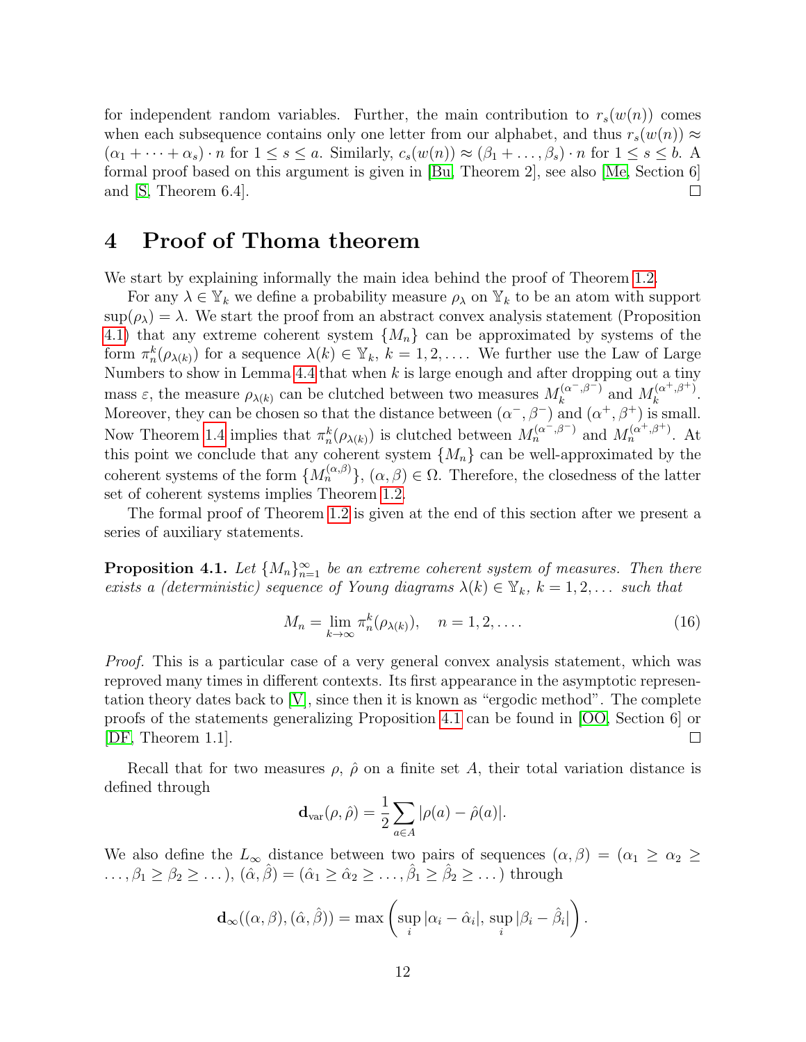for independent random variables. Further, the main contribution to $r_s(w(n))$ comes when each subsequence contains only one letter from our alphabet, and thus $r_s(w(n)) \approx (\alpha_1 + \cdots + \alpha_s) \cdot n$ for $1 \le s \le a$. Similarly, $c_s(w(n)) \approx (\beta_1 + \ldots, \beta_s) \cdot n$ for $1 \le s \le b$. A formal proof based on this argument is given in [Bu, Theorem 2], see also [Me, Section 6] and [S, Theorem 6.4]. ◻

# 4 Proof of Thoma theorem

We start by explaining informally the main idea behind the proof of Theorem 1.2.

For any $\lambda \in \mathbb{Y}_k$ we define a probability measure $\rho_\lambda$ on $\mathbb{Y}_k$ to be an atom with support $\sup(\rho_\lambda) = \lambda$. We start the proof from an abstract convex analysis statement (Proposition 4.1) that any extreme coherent system $\{M_n\}$ can be approximated by systems of the form $\pi_n^k(\rho_{\lambda(k)})$ for a sequence $\lambda(k) \in \mathbb{Y}_k$, $k = 1, 2, \ldots$. We further use the Law of Large Numbers to show in Lemma 4.4 that when $k$ is large enough and after dropping out a tiny mass $\varepsilon$, the measure $\rho_{\lambda(k)}$ can be clutched between two measures $M_k^{(\alpha^-,\beta^-)}$ and $M_k^{(\alpha^+,\beta^+)}$. Moreover, they can be chosen so that the distance between $(\alpha^-,\beta^-)$ and $(\alpha^+,\beta^+)$ is small. Now Theorem 1.4 implies that $\pi_n^k(\rho_{\lambda(k)})$ is clutched between $M_n^{(\alpha^-,\beta^-)}$ and $M_n^{(\alpha^+,\beta^+)}$. At this point we conclude that any coherent system $\{M_n\}$ can be well-approximated by the coherent systems of the form $\{M_n^{(\alpha,\beta)}\}$, $(\alpha,\beta) \in \Omega$. Therefore, the closedness of the latter set of coherent systems implies Theorem 1.2.

The formal proof of Theorem 1.2 is given at the end of this section after we present a series of auxiliary statements.

**Proposition 4.1.** *Let $\{M_n\}_{n=1}^\infty$ be an extreme coherent system of measures. Then there exists a (deterministic) sequence of Young diagrams $\lambda(k) \in \mathbb{Y}_k$, $k = 1, 2, \ldots$ such that*

$$M_n = \lim_{k\to\infty} \pi_n^k(\rho_{\lambda(k)}), \quad n = 1, 2, \ldots. \tag{16}$$

*Proof.* This is a particular case of a very general convex analysis statement, which was reproved many times in different contexts. Its first appearance in the asymptotic representation theory dates back to [V], since then it is known as "ergodic method". The complete proofs of the statements generalizing Proposition 4.1 can be found in [OO, Section 6] or [DF, Theorem 1.1]. ◻

Recall that for two measures $\rho$, $\hat\rho$ on a finite set $A$, their total variation distance is defined through

$$\mathbf{d}_{\mathrm{var}}(\rho, \hat\rho) = \frac{1}{2}\sum_{a\in A} |\rho(a) - \hat\rho(a)|.$$

We also define the $L_\infty$ distance between two pairs of sequences $(\alpha,\beta) = (\alpha_1 \ge \alpha_2 \ge \ldots, \beta_1 \ge \beta_2 \ge \ldots)$, $(\hat\alpha,\hat\beta) = (\hat\alpha_1 \ge \hat\alpha_2 \ge \ldots, \hat\beta_1 \ge \hat\beta_2 \ge \ldots)$ through

$$\mathbf{d}_\infty((\alpha,\beta),(\hat\alpha,\hat\beta)) = \max\left(\sup_i |\alpha_i - \hat\alpha_i|, \sup_i |\beta_i - \hat\beta_i|\right).$$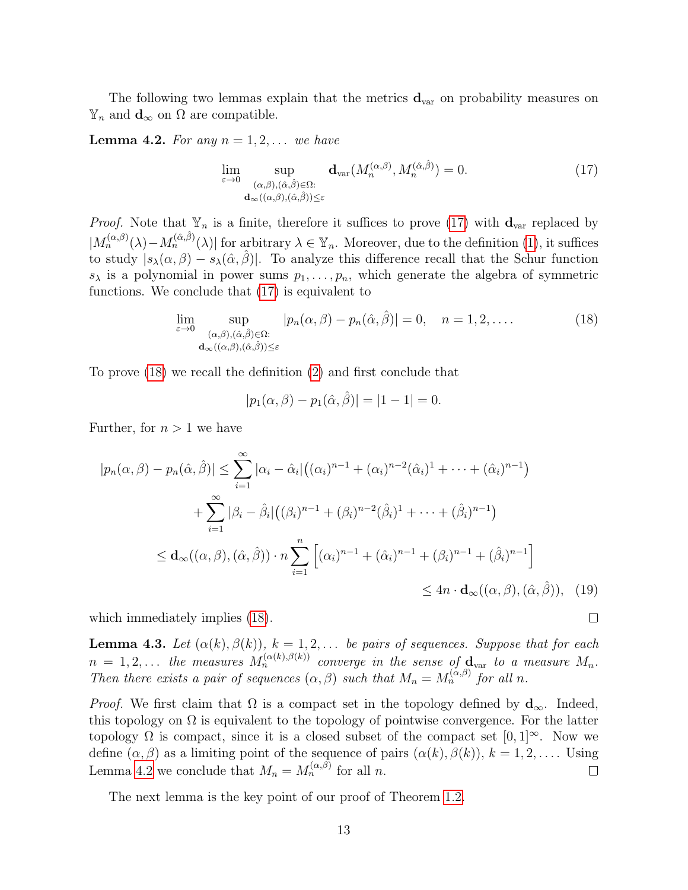The following two lemmas explain that the metrics $\mathbf{d}_{\text{var}}$ on probability measures on $\mathbb{Y}_n$ and $\mathbf{d}_\infty$ on $\Omega$ are compatible.

**Lemma 4.2.** *For any $n = 1, 2, \dots$ we have*

$$\lim_{\varepsilon \to 0} \sup_{\substack{(\alpha,\beta),(\hat\alpha,\hat\beta)\in\Omega: \\ \mathbf{d}_\infty((\alpha,\beta),(\hat\alpha,\hat\beta))\le\varepsilon}} \mathbf{d}_{\text{var}}(M_n^{(\alpha,\beta)}, M_n^{(\hat\alpha,\hat\beta)}) = 0. \tag{17}$$

*Proof.* Note that $\mathbb{Y}_n$ is a finite, therefore it suffices to prove (17) with $\mathbf{d}_{\text{var}}$ replaced by $|M_n^{(\alpha,\beta)}(\lambda) - M_n^{(\hat\alpha,\hat\beta)}(\lambda)|$ for arbitrary $\lambda \in \mathbb{Y}_n$. Moreover, due to the definition (1), it suffices to study $|s_\lambda(\alpha,\beta) - s_\lambda(\hat\alpha,\hat\beta)|$. To analyze this difference recall that the Schur function $s_\lambda$ is a polynomial in power sums $p_1, \dots, p_n$, which generate the algebra of symmetric functions. We conclude that (17) is equivalent to

$$\lim_{\varepsilon \to 0} \sup_{\substack{(\alpha,\beta),(\hat\alpha,\hat\beta)\in\Omega: \\ \mathbf{d}_\infty((\alpha,\beta),(\hat\alpha,\hat\beta))\le\varepsilon}} |p_n(\alpha,\beta) - p_n(\hat\alpha,\hat\beta)| = 0, \quad n = 1, 2, \dots. \tag{18}$$

To prove (18) we recall the definition (2) and first conclude that

$$|p_1(\alpha,\beta) - p_1(\hat\alpha,\hat\beta)| = |1 - 1| = 0.$$

Further, for $n > 1$ we have

$$\begin{aligned}
|p_n(\alpha,\beta) - p_n(\hat\alpha,\hat\beta)| &\le \sum_{i=1}^\infty |\alpha_i - \hat\alpha_i| \big((\alpha_i)^{n-1} + (\alpha_i)^{n-2}(\hat\alpha_i)^1 + \dots + (\hat\alpha_i)^{n-1}\big) \\
&\quad + \sum_{i=1}^\infty |\beta_i - \hat\beta_i| \big((\beta_i)^{n-1} + (\beta_i)^{n-2}(\hat\beta_i)^1 + \dots + (\hat\beta_i)^{n-1}\big) \\
&\le \mathbf{d}_\infty((\alpha,\beta),(\hat\alpha,\hat\beta)) \cdot n \sum_{i=1}^n \Big[(\alpha_i)^{n-1} + (\hat\alpha_i)^{n-1} + (\beta_i)^{n-1} + (\hat\beta_i)^{n-1}\Big] \\
&\le 4n \cdot \mathbf{d}_\infty((\alpha,\beta),(\hat\alpha,\hat\beta)), \quad (19)
\end{aligned}$$

which immediately implies (18). ∎

**Lemma 4.3.** *Let $(\alpha(k), \beta(k))$, $k = 1, 2, \dots$ be pairs of sequences. Suppose that for each $n = 1, 2, \dots$ the measures $M_n^{(\alpha(k),\beta(k))}$ converge in the sense of $\mathbf{d}_{\text{var}}$ to a measure $M_n$. Then there exists a pair of sequences $(\alpha, \beta)$ such that $M_n = M_n^{(\alpha,\beta)}$ for all $n$.*

*Proof.* We first claim that $\Omega$ is a compact set in the topology defined by $\mathbf{d}_\infty$. Indeed, this topology on $\Omega$ is equivalent to the topology of pointwise convergence. For the latter topology $\Omega$ is compact, since it is a closed subset of the compact set $[0,1]^\infty$. Now we define $(\alpha,\beta)$ as a limiting point of the sequence of pairs $(\alpha(k), \beta(k))$, $k = 1, 2, \dots$. Using Lemma 4.2 we conclude that $M_n = M_n^{(\alpha,\beta)}$ for all $n$. ∎

The next lemma is the key point of our proof of Theorem 1.2.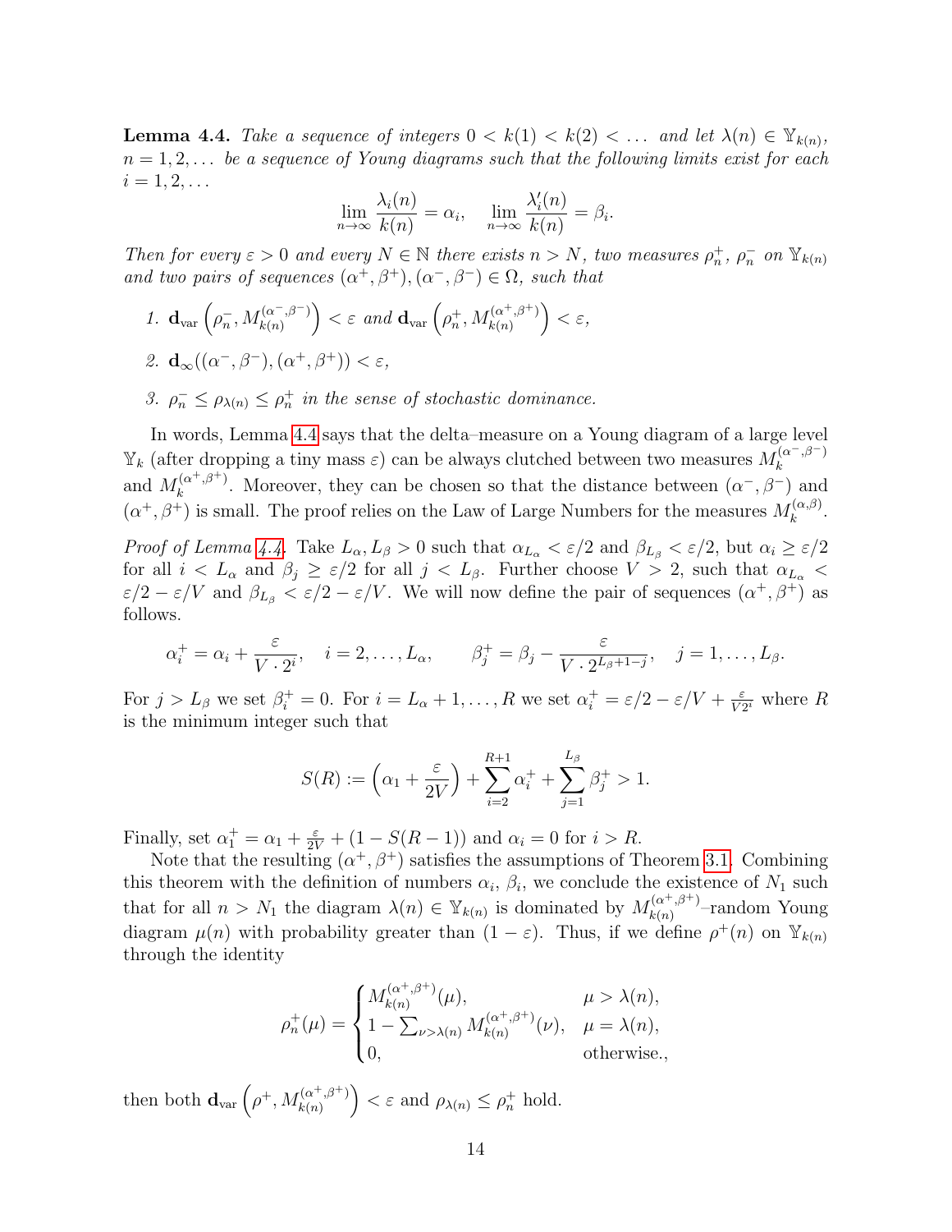**Lemma 4.4.** *Take a sequence of integers $0 < k(1) < k(2) < \dots$ and let $\lambda(n) \in \mathbb{Y}_{k(n)}$, $n = 1, 2, \dots$ be a sequence of Young diagrams such that the following limits exist for each $i = 1, 2, \dots$*

$$\lim_{n\to\infty} \frac{\lambda_i(n)}{k(n)} = \alpha_i, \quad \lim_{n\to\infty} \frac{\lambda_i'(n)}{k(n)} = \beta_i.$$

*Then for every $\varepsilon > 0$ and every $N \in \mathbb{N}$ there exists $n > N$, two measures $\rho_n^+$, $\rho_n^-$ on $\mathbb{Y}_{k(n)}$ and two pairs of sequences $(\alpha^+, \beta^+), (\alpha^-, \beta^-) \in \Omega$, such that*

1. $\mathbf{d}_{\mathrm{var}}\left(\rho_n^-, M_{k(n)}^{(\alpha^-,\beta^-)}\right) < \varepsilon$ *and* $\mathbf{d}_{\mathrm{var}}\left(\rho_n^+, M_{k(n)}^{(\alpha^+,\beta^+)}\right) < \varepsilon$,
2. $\mathbf{d}_\infty((\alpha^-,\beta^-),(\alpha^+,\beta^+)) < \varepsilon$,
3. $\rho_n^- \le \rho_{\lambda(n)} \le \rho_n^+$ *in the sense of stochastic dominance.*

In words, Lemma 4.4 says that the delta–measure on a Young diagram of a large level $\mathbb{Y}_k$ (after dropping a tiny mass $\varepsilon$) can be always clutched between two measures $M_k^{(\alpha^-,\beta^-)}$ and $M_k^{(\alpha^+,\beta^+)}$. Moreover, they can be chosen so that the distance between $(\alpha^-,\beta^-)$ and $(\alpha^+,\beta^+)$ is small. The proof relies on the Law of Large Numbers for the measures $M_k^{(\alpha,\beta)}$.

*Proof of Lemma 4.4.* Take $L_\alpha, L_\beta > 0$ such that $\alpha_{L_\alpha} < \varepsilon/2$ and $\beta_{L_\beta} < \varepsilon/2$, but $\alpha_i \ge \varepsilon/2$ for all $i < L_\alpha$ and $\beta_j \ge \varepsilon/2$ for all $j < L_\beta$. Further choose $V > 2$, such that $\alpha_{L_\alpha} < \varepsilon/2 - \varepsilon/V$ and $\beta_{L_\beta} < \varepsilon/2 - \varepsilon/V$. We will now define the pair of sequences $(\alpha^+,\beta^+)$ as follows.

$$\alpha_i^+ = \alpha_i + \frac{\varepsilon}{V\cdot 2^i}, \quad i = 2,\dots,L_\alpha, \qquad \beta_j^+ = \beta_j - \frac{\varepsilon}{V\cdot 2^{L_\beta+1-j}}, \quad j = 1,\dots,L_\beta.$$

For $j > L_\beta$ we set $\beta_i^+ = 0$. For $i = L_\alpha + 1, \dots, R$ we set $\alpha_i^+ = \varepsilon/2 - \varepsilon/V + \frac{\varepsilon}{V2^i}$ where $R$ is the minimum integer such that

$$S(R) := \left(\alpha_1 + \frac{\varepsilon}{2V}\right) + \sum_{i=2}^{R+1} \alpha_i^+ + \sum_{j=1}^{L_\beta} \beta_j^+ > 1.$$

Finally, set $\alpha_1^+ = \alpha_1 + \frac{\varepsilon}{2V} + (1 - S(R-1))$ and $\alpha_i = 0$ for $i > R$.

Note that the resulting $(\alpha^+,\beta^+)$ satisfies the assumptions of Theorem 3.1. Combining this theorem with the definition of numbers $\alpha_i$, $\beta_i$, we conclude the existence of $N_1$ such that for all $n > N_1$ the diagram $\lambda(n) \in \mathbb{Y}_{k(n)}$ is dominated by $M_{k(n)}^{(\alpha^+,\beta^+)}$–random Young diagram $\mu(n)$ with probability greater than $(1-\varepsilon)$. Thus, if we define $\rho^+(n)$ on $\mathbb{Y}_{k(n)}$ through the identity

$$\rho_n^+(\mu) = \begin{cases} M_{k(n)}^{(\alpha^+,\beta^+)}(\mu), & \mu > \lambda(n), \\ 1 - \sum_{\nu > \lambda(n)} M_{k(n)}^{(\alpha^+,\beta^+)}(\nu), & \mu = \lambda(n), \\ 0, & \text{otherwise.}, \end{cases}$$

then both $\mathbf{d}_{\mathrm{var}}\left(\rho^+, M_{k(n)}^{(\alpha^+,\beta^+)}\right) < \varepsilon$ and $\rho_{\lambda(n)} \le \rho_n^+$ hold.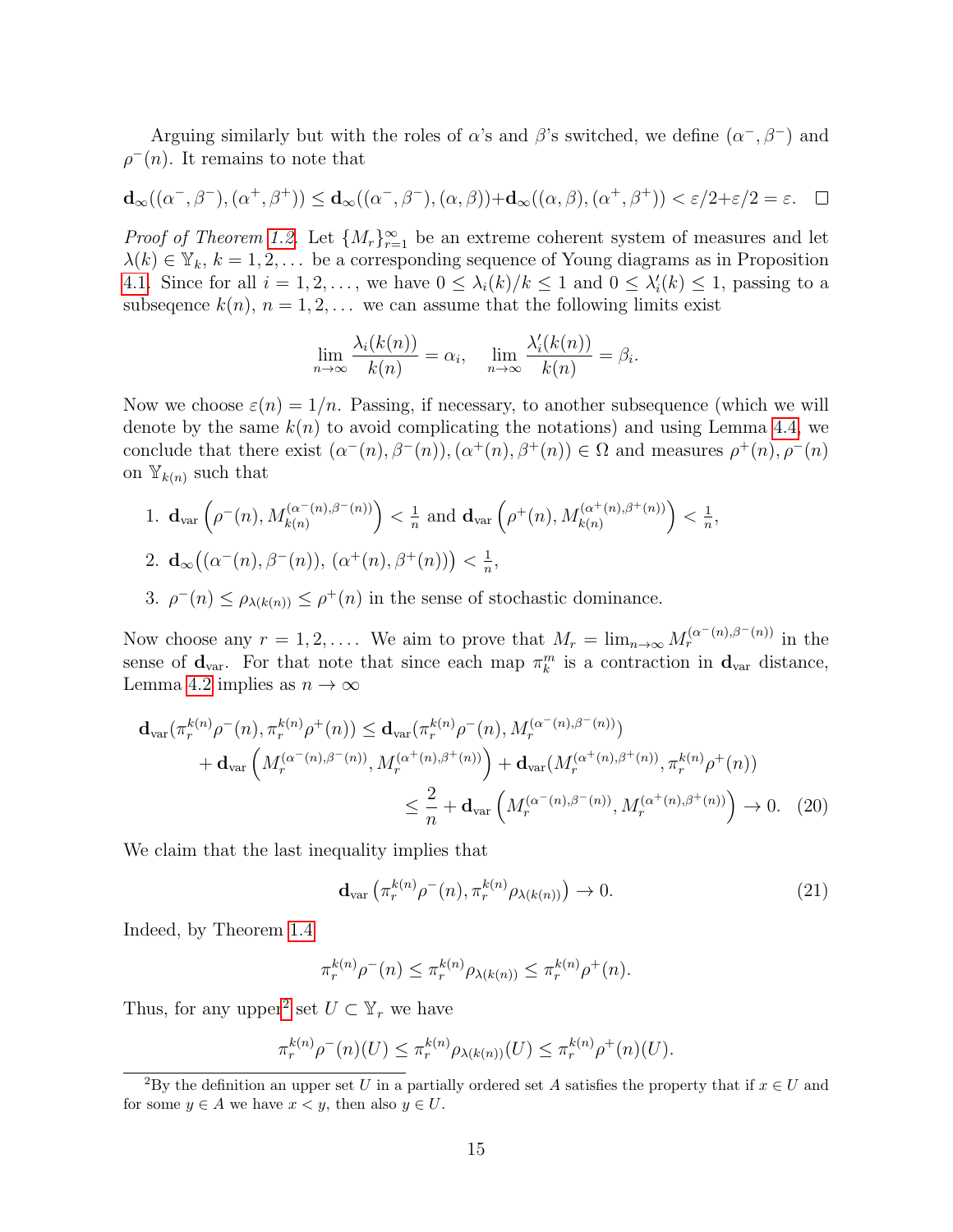Arguing similarly but with the roles of $\alpha$'s and $\beta$'s switched, we define $(\alpha^-, \beta^-)$ and $\rho^-(n)$. It remains to note that

$$\mathbf{d}_\infty((\alpha^-, \beta^-), (\alpha^+, \beta^+)) \le \mathbf{d}_\infty((\alpha^-, \beta^-), (\alpha, \beta)) + \mathbf{d}_\infty((\alpha, \beta), (\alpha^+, \beta^+)) < \varepsilon/2 + \varepsilon/2 = \varepsilon. \quad \square$$

*Proof of Theorem 1.2.* Let $\{M_r\}_{r=1}^\infty$ be an extreme coherent system of measures and let $\lambda(k) \in \mathbb{Y}_k$, $k = 1, 2, \dots$ be a corresponding sequence of Young diagrams as in Proposition 4.1. Since for all $i = 1, 2, \dots,$ we have $0 \le \lambda_i(k)/k \le 1$ and $0 \le \lambda_i'(k) \le 1$, passing to a subseqence $k(n)$, $n = 1, 2, \dots$ we can assume that the following limits exist

$$\lim_{n\to\infty} \frac{\lambda_i(k(n))}{k(n)} = \alpha_i, \quad \lim_{n\to\infty} \frac{\lambda_i'(k(n))}{k(n)} = \beta_i.$$

Now we choose $\varepsilon(n) = 1/n$. Passing, if necessary, to another subsequence (which we will denote by the same $k(n)$ to avoid complicating the notations) and using Lemma 4.4, we conclude that there exist $(\alpha^-(n), \beta^-(n)), (\alpha^+(n), \beta^+(n)) \in \Omega$ and measures $\rho^+(n), \rho^-(n)$ on $\mathbb{Y}_{k(n)}$ such that

1. $\mathbf{d}_{\text{var}}\left(\rho^-(n), M_{k(n)}^{(\alpha^-(n),\beta^-(n))}\right) < \frac{1}{n}$ and $\mathbf{d}_{\text{var}}\left(\rho^+(n), M_{k(n)}^{(\alpha^+(n),\beta^+(n))}\right) < \frac{1}{n}$,
2. $\mathbf{d}_\infty\big((\alpha^-(n), \beta^-(n)),\, (\alpha^+(n), \beta^+(n))\big) < \frac{1}{n}$,
3. $\rho^-(n) \le \rho_{\lambda(k(n))} \le \rho^+(n)$ in the sense of stochastic dominance.

Now choose any $r = 1, 2, \dots$. We aim to prove that $M_r = \lim_{n\to\infty} M_r^{(\alpha^-(n),\beta^-(n))}$ in the sense of $\mathbf{d}_{\text{var}}$. For that note that since each map $\pi_k^m$ is a contraction in $\mathbf{d}_{\text{var}}$ distance, Lemma 4.2 implies as $n \to \infty$

$$\begin{aligned}\mathbf{d}_{\text{var}}(\pi_r^{k(n)}\rho^-(n), \pi_r^{k(n)}\rho^+(n)) &\le \mathbf{d}_{\text{var}}(\pi_r^{k(n)}\rho^-(n), M_r^{(\alpha^-(n),\beta^-(n))}) \\ &+ \mathbf{d}_{\text{var}}\left(M_r^{(\alpha^-(n),\beta^-(n))}, M_r^{(\alpha^+(n),\beta^+(n))}\right) + \mathbf{d}_{\text{var}}(M_r^{(\alpha^+(n),\beta^+(n))}, \pi_r^{k(n)}\rho^+(n)) \\ &\le \frac{2}{n} + \mathbf{d}_{\text{var}}\left(M_r^{(\alpha^-(n),\beta^-(n))}, M_r^{(\alpha^+(n),\beta^+(n))}\right) \to 0. \quad (20)\end{aligned}$$

We claim that the last inequality implies that

$$\mathbf{d}_{\text{var}}\left(\pi_r^{k(n)}\rho^-(n), \pi_r^{k(n)}\rho_{\lambda(k(n))}\right) \to 0. \quad (21)$$

Indeed, by Theorem 1.4

$$\pi_r^{k(n)}\rho^-(n) \le \pi_r^{k(n)}\rho_{\lambda(k(n))} \le \pi_r^{k(n)}\rho^+(n).$$

Thus, for any upper[2] set $U \subset \mathbb{Y}_r$ we have

$$\pi_r^{k(n)}\rho^-(n)(U) \le \pi_r^{k(n)}\rho_{\lambda(k(n))}(U) \le \pi_r^{k(n)}\rho^+(n)(U).$$

[2] By the definition an upper set $U$ in a partially ordered set $A$ satisfies the property that if $x \in U$ and for some $y \in A$ we have $x < y$, then also $y \in U$.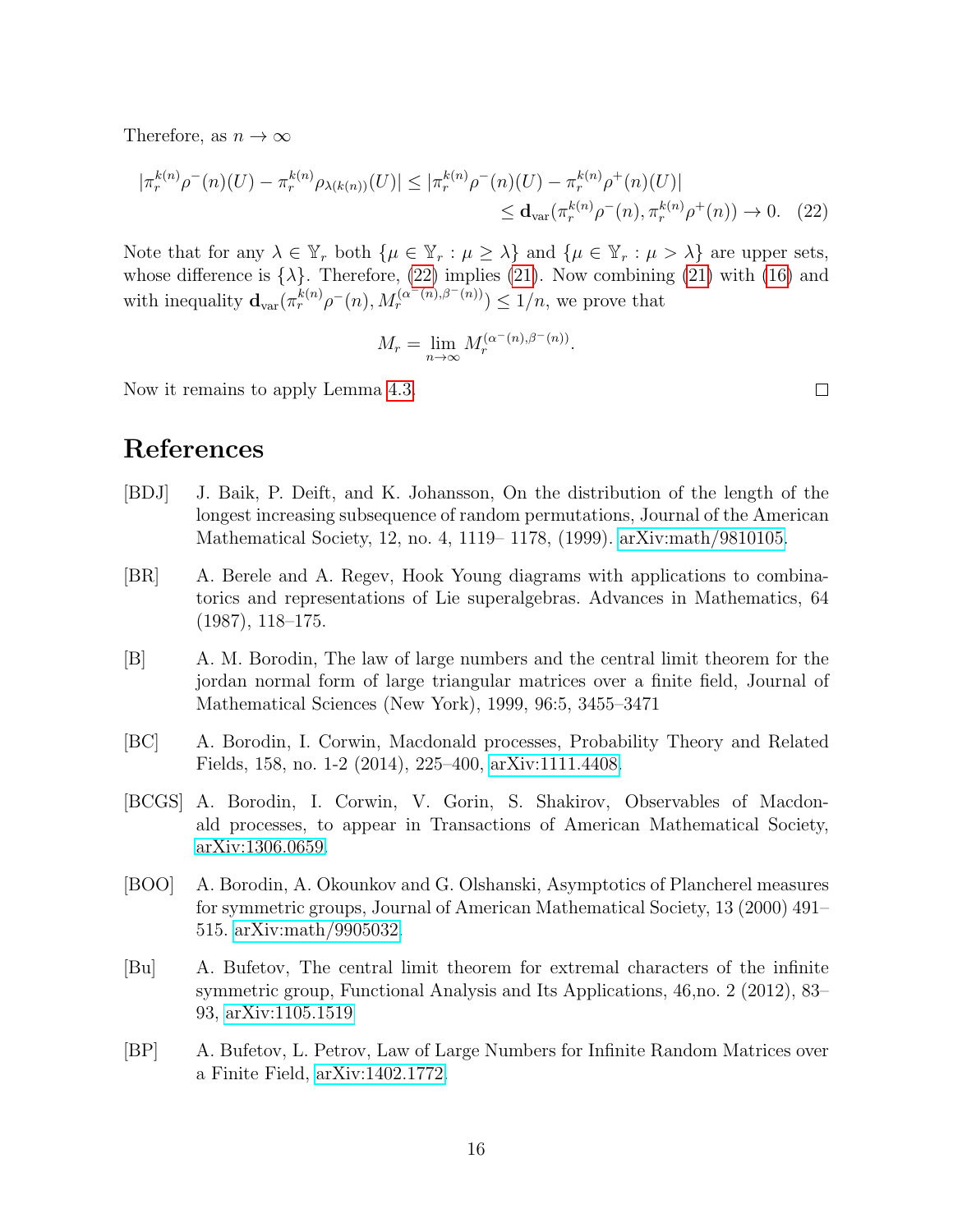Therefore, as $n \to \infty$

$$
\begin{aligned}
|\pi_r^{k(n)}\rho^-(n)(U) - \pi_r^{k(n)}\rho_{\lambda(k(n))}(U)| &\le |\pi_r^{k(n)}\rho^-(n)(U) - \pi_r^{k(n)}\rho^+(n)(U)| \\
&\le \mathbf{d}_{\mathrm{var}}(\pi_r^{k(n)}\rho^-(n), \pi_r^{k(n)}\rho^+(n)) \to 0. \quad (22)
\end{aligned}
$$

Note that for any $\lambda \in \mathbb{Y}_r$ both $\{\mu \in \mathbb{Y}_r : \mu \ge \lambda\}$ and $\{\mu \in \mathbb{Y}_r : \mu > \lambda\}$ are upper sets, whose difference is $\{\lambda\}$. Therefore, (22) implies (21). Now combining (21) with (16) and with inequality $\mathbf{d}_{\mathrm{var}}(\pi_r^{k(n)}\rho^-(n), M_r^{(\alpha^-(n),\beta^-(n))}) \le 1/n$, we prove that

$$
M_r = \lim_{n\to\infty} M_r^{(\alpha^-(n),\beta^-(n))}.
$$

Now it remains to apply Lemma 4.3. □

# References

[BDJ] J. Baik, P. Deift, and K. Johansson, On the distribution of the length of the longest increasing subsequence of random permutations, Journal of the American Mathematical Society, 12, no. 4, 1119– 1178, (1999). arXiv:math/9810105.

[BR] A. Berele and A. Regev, Hook Young diagrams with applications to combinatorics and representations of Lie superalgebras. Advances in Mathematics, 64 (1987), 118–175.

[B] A. M. Borodin, The law of large numbers and the central limit theorem for the jordan normal form of large triangular matrices over a finite field, Journal of Mathematical Sciences (New York), 1999, 96:5, 3455–3471

[BC] A. Borodin, I. Corwin, Macdonald processes, Probability Theory and Related Fields, 158, no. 1-2 (2014), 225–400, arXiv:1111.4408.

[BCGS] A. Borodin, I. Corwin, V. Gorin, S. Shakirov, Observables of Macdonald processes, to appear in Transactions of American Mathematical Society, arXiv:1306.0659.

[BOO] A. Borodin, A. Okounkov and G. Olshanski, Asymptotics of Plancherel measures for symmetric groups, Journal of American Mathematical Society, 13 (2000) 491–515. arXiv:math/9905032.

[Bu] A. Bufetov, The central limit theorem for extremal characters of the infinite symmetric group, Functional Analysis and Its Applications, 46,no. 2 (2012), 83–93, arXiv:1105.1519

[BP] A. Bufetov, L. Petrov, Law of Large Numbers for Infinite Random Matrices over a Finite Field, arXiv:1402.1772.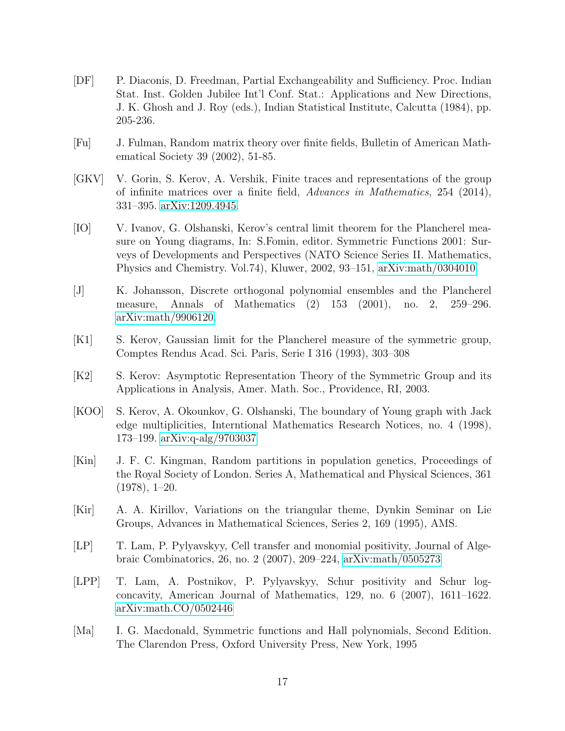[DF] P. Diaconis, D. Freedman, Partial Exchangeability and Sufficiency. Proc. Indian Stat. Inst. Golden Jubilee Int'l Conf. Stat.: Applications and New Directions, J. K. Ghosh and J. Roy (eds.), Indian Statistical Institute, Calcutta (1984), pp. 205-236.

[Fu] J. Fulman, Random matrix theory over finite fields, Bulletin of American Mathematical Society 39 (2002), 51-85.

[GKV] V. Gorin, S. Kerov, A. Vershik, Finite traces and representations of the group of infinite matrices over a finite field, *Advances in Mathematics*, 254 (2014), 331–395. arXiv:1209.4945.

[IO] V. Ivanov, G. Olshanski, Kerov's central limit theorem for the Plancherel measure on Young diagrams, In: S.Fomin, editor. Symmetric Functions 2001: Surveys of Developments and Perspectives (NATO Science Series II. Mathematics, Physics and Chemistry. Vol.74), Kluwer, 2002, 93–151, arXiv:math/0304010

[J] K. Johansson, Discrete orthogonal polynomial ensembles and the Plancherel measure, Annals of Mathematics (2) 153 (2001), no. 2, 259–296. arXiv:math/9906120.

[K1] S. Kerov, Gaussian limit for the Plancherel measure of the symmetric group, Comptes Rendus Acad. Sci. Paris, Serie I 316 (1993), 303–308

[K2] S. Kerov: Asymptotic Representation Theory of the Symmetric Group and its Applications in Analysis, Amer. Math. Soc., Providence, RI, 2003.

[KOO] S. Kerov, A. Okounkov, G. Olshanski, The boundary of Young graph with Jack edge multiplicities, Interntional Mathematics Research Notices, no. 4 (1998), 173–199. arXiv:q-alg/9703037

[Kin] J. F. C. Kingman, Random partitions in population genetics, Proceedings of the Royal Society of London. Series A, Mathematical and Physical Sciences, 361 (1978), 1–20.

[Kir] A. A. Kirillov, Variations on the triangular theme, Dynkin Seminar on Lie Groups, Advances in Mathematical Sciences, Series 2, 169 (1995), AMS.

[LP] T. Lam, P. Pylyavskyy, Cell transfer and monomial positivity, Journal of Algebraic Combinatorics, 26, no. 2 (2007), 209–224, arXiv:math/0505273

[LPP] T. Lam, A. Postnikov, P. Pylyavskyy, Schur positivity and Schur log-concavity, American Journal of Mathematics, 129, no. 6 (2007), 1611–1622. arXiv:math.CO/0502446

[Ma] I. G. Macdonald, Symmetric functions and Hall polynomials, Second Edition. The Clarendon Press, Oxford University Press, New York, 1995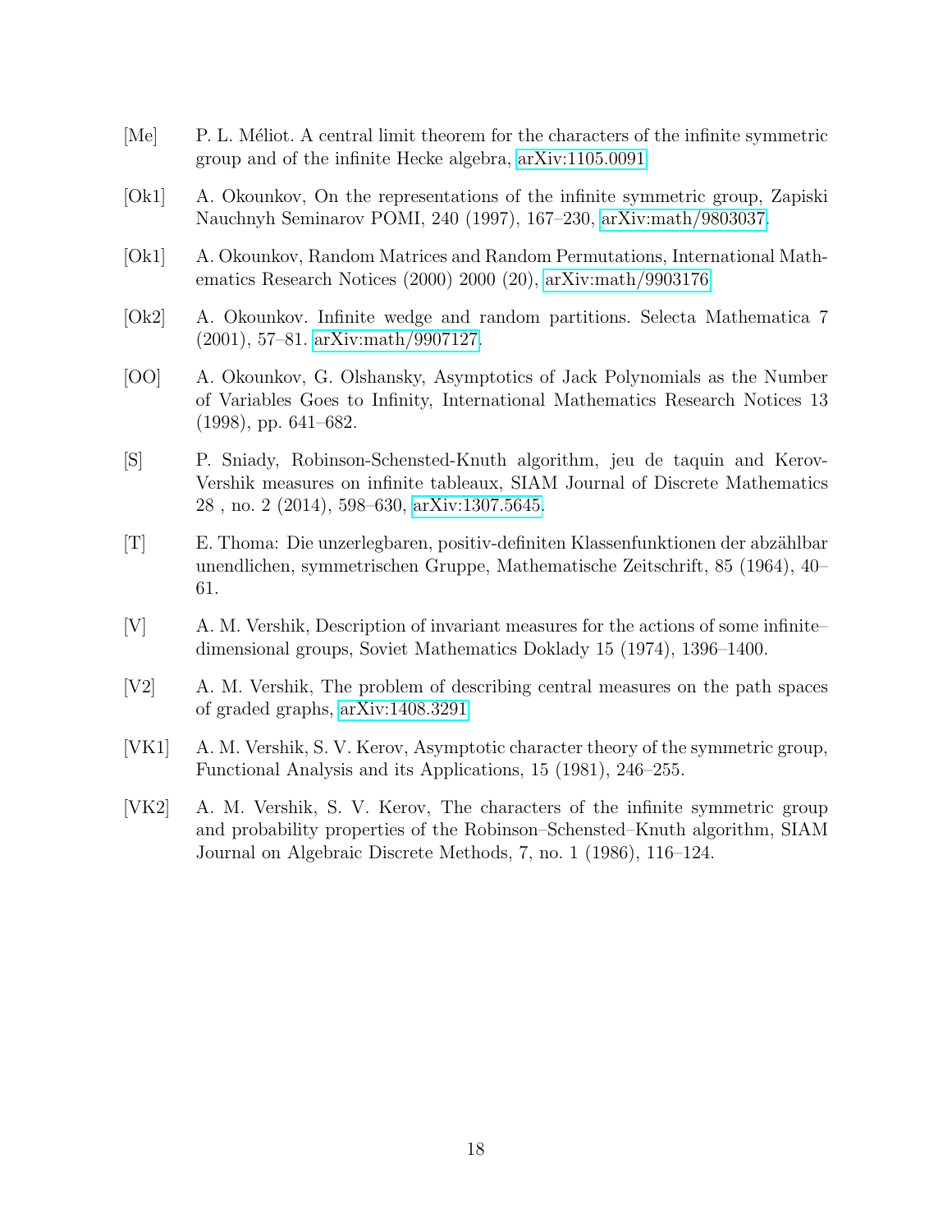[Me] P. L. Méliot. A central limit theorem for the characters of the infinite symmetric group and of the infinite Hecke algebra, arXiv:1105.0091

[Ok1] A. Okounkov, On the representations of the infinite symmetric group, Zapiski Nauchnyh Seminarov POMI, 240 (1997), 167–230, arXiv:math/9803037.

[Ok1] A. Okounkov, Random Matrices and Random Permutations, International Mathematics Research Notices (2000) 2000 (20), arXiv:math/9903176

[Ok2] A. Okounkov. Infinite wedge and random partitions. Selecta Mathematica 7 (2001), 57–81. arXiv:math/9907127.

[OO] A. Okounkov, G. Olshansky, Asymptotics of Jack Polynomials as the Number of Variables Goes to Infinity, International Mathematics Research Notices 13 (1998), pp. 641–682.

[S] P. Sniady, Robinson-Schensted-Knuth algorithm, jeu de taquin and Kerov-Vershik measures on infinite tableaux, SIAM Journal of Discrete Mathematics 28 , no. 2 (2014), 598–630, arXiv:1307.5645.

[T] E. Thoma: Die unzerlegbaren, positiv-definiten Klassenfunktionen der abzählbar unendlichen, symmetrischen Gruppe, Mathematische Zeitschrift, 85 (1964), 40–61.

[V] A. M. Vershik, Description of invariant measures for the actions of some infinite–dimensional groups, Soviet Mathematics Doklady 15 (1974), 1396–1400.

[V2] A. M. Vershik, The problem of describing central measures on the path spaces of graded graphs, arXiv:1408.3291

[VK1] A. M. Vershik, S. V. Kerov, Asymptotic character theory of the symmetric group, Functional Analysis and its Applications, 15 (1981), 246–255.

[VK2] A. M. Vershik, S. V. Kerov, The characters of the infinite symmetric group and probability properties of the Robinson–Schensted–Knuth algorithm, SIAM Journal on Algebraic Discrete Methods, 7, no. 1 (1986), 116–124.